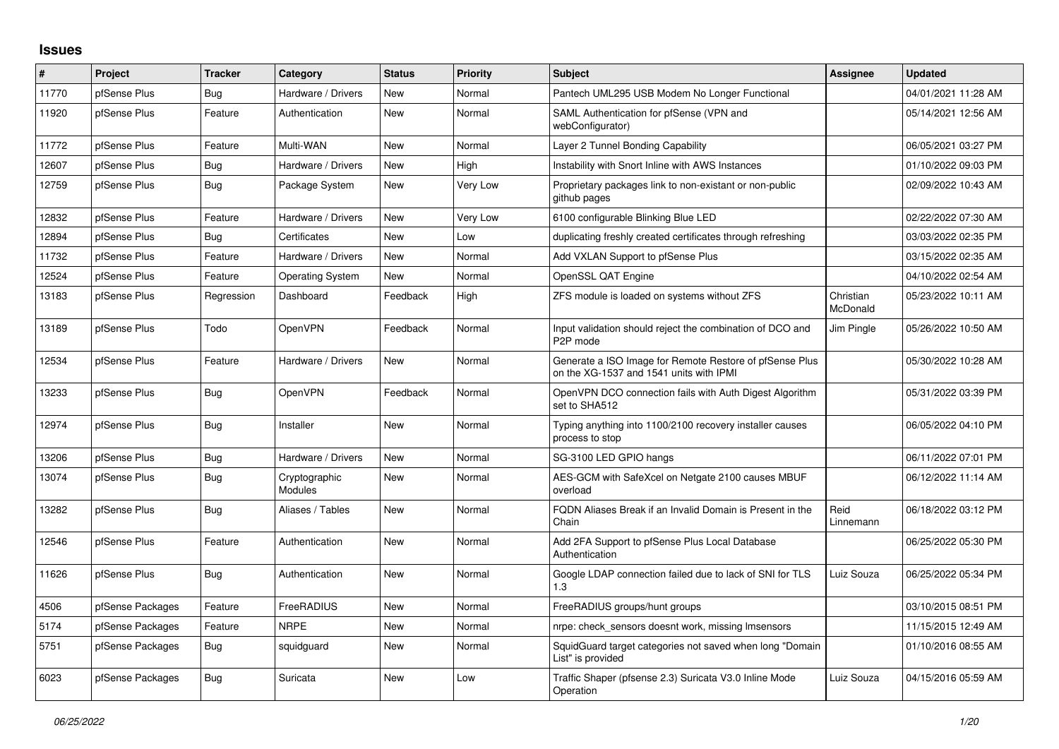# Issues

| # | Project | Tracker | Category | Status | Priority | Subject | Assignee | Updated |
|---|---|---|---|---|---|---|---|---|
| 11770 | pfSense Plus | Bug | Hardware / Drivers | New | Normal | Pantech UML295 USB Modem No Longer Functional | | 04/01/2021 11:28 AM |
| 11920 | pfSense Plus | Feature | Authentication | New | Normal | SAML Authentication for pfSense (VPN and webConfigurator) | | 05/14/2021 12:56 AM |
| 11772 | pfSense Plus | Feature | Multi-WAN | New | Normal | Layer 2 Tunnel Bonding Capability | | 06/05/2021 03:27 PM |
| 12607 | pfSense Plus | Bug | Hardware / Drivers | New | High | Instability with Snort Inline with AWS Instances | | 01/10/2022 09:03 PM |
| 12759 | pfSense Plus | Bug | Package System | New | Very Low | Proprietary packages link to non-existant or non-public github pages | | 02/09/2022 10:43 AM |
| 12832 | pfSense Plus | Feature | Hardware / Drivers | New | Very Low | 6100 configurable Blinking Blue LED | | 02/22/2022 07:30 AM |
| 12894 | pfSense Plus | Bug | Certificates | New | Low | duplicating freshly created certificates through refreshing | | 03/03/2022 02:35 PM |
| 11732 | pfSense Plus | Feature | Hardware / Drivers | New | Normal | Add VXLAN Support to pfSense Plus | | 03/15/2022 02:35 AM |
| 12524 | pfSense Plus | Feature | Operating System | New | Normal | OpenSSL QAT Engine | | 04/10/2022 02:54 AM |
| 13183 | pfSense Plus | Regression | Dashboard | Feedback | High | ZFS module is loaded on systems without ZFS | Christian McDonald | 05/23/2022 10:11 AM |
| 13189 | pfSense Plus | Todo | OpenVPN | Feedback | Normal | Input validation should reject the combination of DCO and P2P mode | Jim Pingle | 05/26/2022 10:50 AM |
| 12534 | pfSense Plus | Feature | Hardware / Drivers | New | Normal | Generate a ISO Image for Remote Restore of pfSense Plus on the XG-1537 and 1541 units with IPMI | | 05/30/2022 10:28 AM |
| 13233 | pfSense Plus | Bug | OpenVPN | Feedback | Normal | OpenVPN DCO connection fails with Auth Digest Algorithm set to SHA512 | | 05/31/2022 03:39 PM |
| 12974 | pfSense Plus | Bug | Installer | New | Normal | Typing anything into 1100/2100 recovery installer causes process to stop | | 06/05/2022 04:10 PM |
| 13206 | pfSense Plus | Bug | Hardware / Drivers | New | Normal | SG-3100 LED GPIO hangs | | 06/11/2022 07:01 PM |
| 13074 | pfSense Plus | Bug | Cryptographic Modules | New | Normal | AES-GCM with SafeXcel on Netgate 2100 causes MBUF overload | | 06/12/2022 11:14 AM |
| 13282 | pfSense Plus | Bug | Aliases / Tables | New | Normal | FQDN Aliases Break if an Invalid Domain is Present in the Chain | Reid Linnemann | 06/18/2022 03:12 PM |
| 12546 | pfSense Plus | Feature | Authentication | New | Normal | Add 2FA Support to pfSense Plus Local Database Authentication | | 06/25/2022 05:30 PM |
| 11626 | pfSense Plus | Bug | Authentication | New | Normal | Google LDAP connection failed due to lack of SNI for TLS 1.3 | Luiz Souza | 06/25/2022 05:34 PM |
| 4506 | pfSense Packages | Feature | FreeRADIUS | New | Normal | FreeRADIUS groups/hunt groups | | 03/10/2015 08:51 PM |
| 5174 | pfSense Packages | Feature | NRPE | New | Normal | nrpe: check_sensors doesnt work, missing lmsensors | | 11/15/2015 12:49 AM |
| 5751 | pfSense Packages | Bug | squidguard | New | Normal | SquidGuard target categories not saved when long "Domain List" is provided | | 01/10/2016 08:55 AM |
| 6023 | pfSense Packages | Bug | Suricata | New | Low | Traffic Shaper (pfsense 2.3) Suricata V3.0 Inline Mode Operation | Luiz Souza | 04/15/2016 05:59 AM |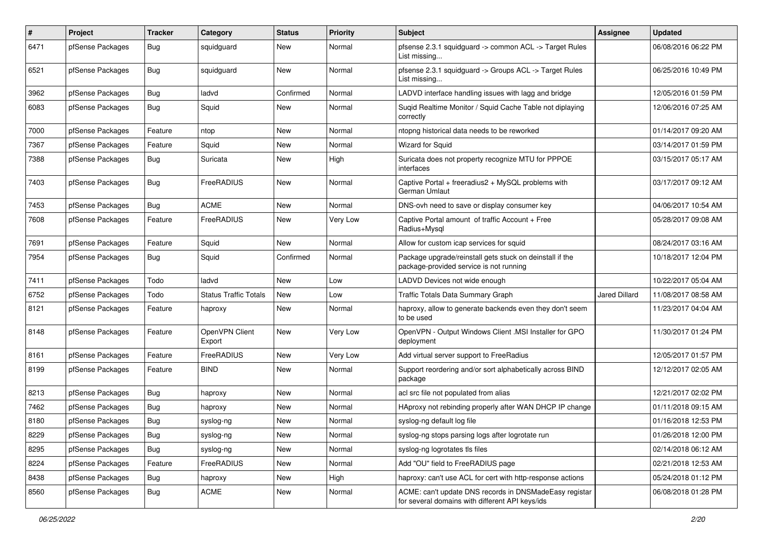| # | Project | Tracker | Category | Status | Priority | Subject | Assignee | Updated |
|---|---|---|---|---|---|---|---|---|
| 6471 | pfSense Packages | Bug | squidguard | New | Normal | pfsense 2.3.1 squidguard -> common ACL -> Target Rules List missing... | | 06/08/2016 06:22 PM |
| 6521 | pfSense Packages | Bug | squidguard | New | Normal | pfsense 2.3.1 squidguard -> Groups ACL -> Target Rules List missing... | | 06/25/2016 10:49 PM |
| 3962 | pfSense Packages | Bug | ladvd | Confirmed | Normal | LADVD interface handling issues with lagg and bridge | | 12/05/2016 01:59 PM |
| 6083 | pfSense Packages | Bug | Squid | New | Normal | Suqid Realtime Monitor / Squid Cache Table not diplaying correctly | | 12/06/2016 07:25 AM |
| 7000 | pfSense Packages | Feature | ntop | New | Normal | ntopng historical data needs to be reworked | | 01/14/2017 09:20 AM |
| 7367 | pfSense Packages | Feature | Squid | New | Normal | Wizard for Squid | | 03/14/2017 01:59 PM |
| 7388 | pfSense Packages | Bug | Suricata | New | High | Suricata does not property recognize MTU for PPPOE interfaces | | 03/15/2017 05:17 AM |
| 7403 | pfSense Packages | Bug | FreeRADIUS | New | Normal | Captive Portal + freeradius2 + MySQL problems with German Umlaut | | 03/17/2017 09:12 AM |
| 7453 | pfSense Packages | Bug | ACME | New | Normal | DNS-ovh need to save or display consumer key | | 04/06/2017 10:54 AM |
| 7608 | pfSense Packages | Feature | FreeRADIUS | New | Very Low | Captive Portal amount of traffic Account + Free Radius+Mysql | | 05/28/2017 09:08 AM |
| 7691 | pfSense Packages | Feature | Squid | New | Normal | Allow for custom icap services for squid | | 08/24/2017 03:16 AM |
| 7954 | pfSense Packages | Bug | Squid | Confirmed | Normal | Package upgrade/reinstall gets stuck on deinstall if the package-provided service is not running | | 10/18/2017 12:04 PM |
| 7411 | pfSense Packages | Todo | ladvd | New | Low | LADVD Devices not wide enough | | 10/22/2017 05:04 AM |
| 6752 | pfSense Packages | Todo | Status Traffic Totals | New | Low | Traffic Totals Data Summary Graph | Jared Dillard | 11/08/2017 08:58 AM |
| 8121 | pfSense Packages | Feature | haproxy | New | Normal | haproxy, allow to generate backends even they don't seem to be used | | 11/23/2017 04:04 AM |
| 8148 | pfSense Packages | Feature | OpenVPN Client Export | New | Very Low | OpenVPN - Output Windows Client .MSI Installer for GPO deployment | | 11/30/2017 01:24 PM |
| 8161 | pfSense Packages | Feature | FreeRADIUS | New | Very Low | Add virtual server support to FreeRadius | | 12/05/2017 01:57 PM |
| 8199 | pfSense Packages | Feature | BIND | New | Normal | Support reordering and/or sort alphabetically across BIND package | | 12/12/2017 02:05 AM |
| 8213 | pfSense Packages | Bug | haproxy | New | Normal | acl src file not populated from alias | | 12/21/2017 02:02 PM |
| 7462 | pfSense Packages | Bug | haproxy | New | Normal | HAproxy not rebinding properly after WAN DHCP IP change | | 01/11/2018 09:15 AM |
| 8180 | pfSense Packages | Bug | syslog-ng | New | Normal | syslog-ng default log file | | 01/16/2018 12:53 PM |
| 8229 | pfSense Packages | Bug | syslog-ng | New | Normal | syslog-ng stops parsing logs after logrotate run | | 01/26/2018 12:00 PM |
| 8295 | pfSense Packages | Bug | syslog-ng | New | Normal | syslog-ng logrotates tls files | | 02/14/2018 06:12 AM |
| 8224 | pfSense Packages | Feature | FreeRADIUS | New | Normal | Add "OU" field to FreeRADIUS page | | 02/21/2018 12:53 AM |
| 8438 | pfSense Packages | Bug | haproxy | New | High | haproxy: can't use ACL for cert with http-response actions | | 05/24/2018 01:12 PM |
| 8560 | pfSense Packages | Bug | ACME | New | Normal | ACME: can't update DNS records in DNSMadeEasy registar for several domains with different API keys/ids | | 06/08/2018 01:28 PM |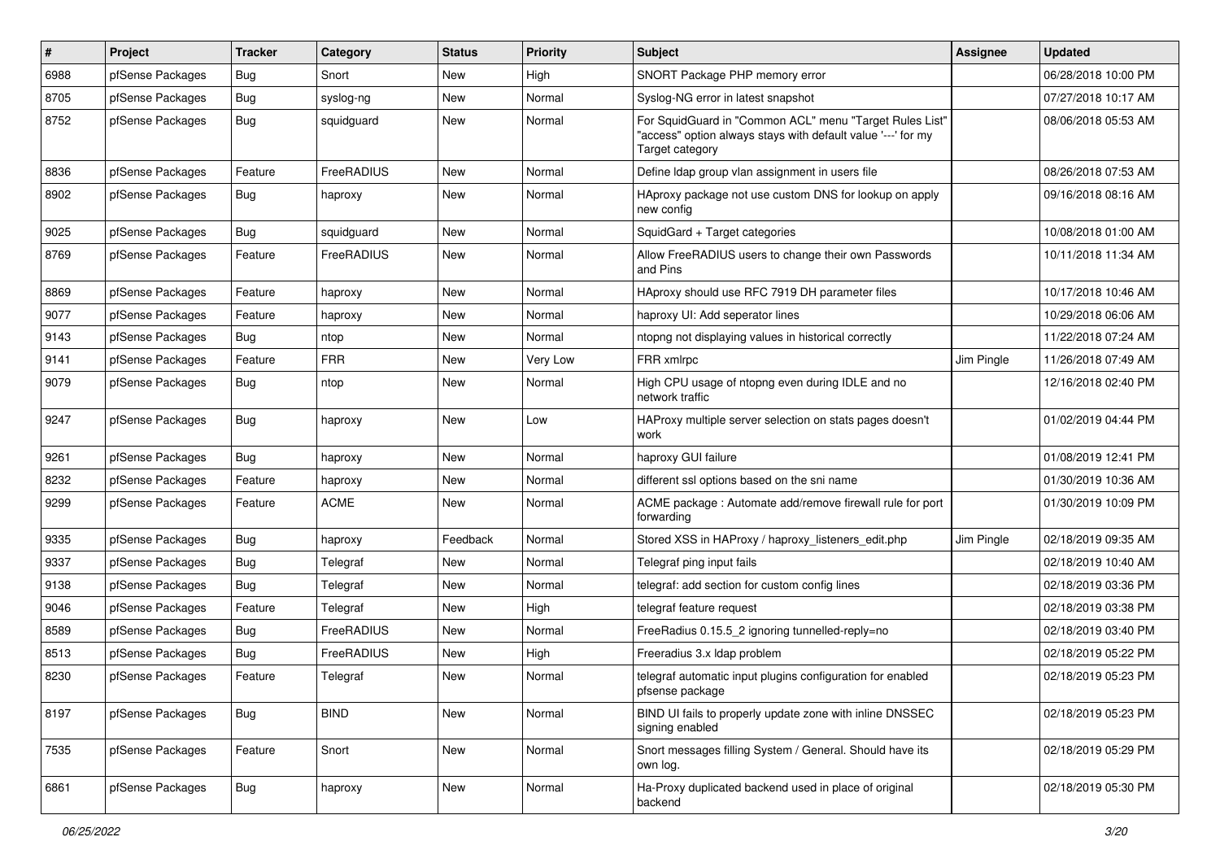| # | Project | Tracker | Category | Status | Priority | Subject | Assignee | Updated |
|---|---|---|---|---|---|---|---|---|
| 6988 | pfSense Packages | Bug | Snort | New | High | SNORT Package PHP memory error | | 06/28/2018 10:00 PM |
| 8705 | pfSense Packages | Bug | syslog-ng | New | Normal | Syslog-NG error in latest snapshot | | 07/27/2018 10:17 AM |
| 8752 | pfSense Packages | Bug | squidguard | New | Normal | For SquidGuard in "Common ACL" menu "Target Rules List" "access" option always stays with default value '---' for my Target category | | 08/06/2018 05:53 AM |
| 8836 | pfSense Packages | Feature | FreeRADIUS | New | Normal | Define ldap group vlan assignment in users file | | 08/26/2018 07:53 AM |
| 8902 | pfSense Packages | Bug | haproxy | New | Normal | HAproxy package not use custom DNS for lookup on apply new config | | 09/16/2018 08:16 AM |
| 9025 | pfSense Packages | Bug | squidguard | New | Normal | SquidGard + Target categories | | 10/08/2018 01:00 AM |
| 8769 | pfSense Packages | Feature | FreeRADIUS | New | Normal | Allow FreeRADIUS users to change their own Passwords and Pins | | 10/11/2018 11:34 AM |
| 8869 | pfSense Packages | Feature | haproxy | New | Normal | HAproxy should use RFC 7919 DH parameter files | | 10/17/2018 10:46 AM |
| 9077 | pfSense Packages | Feature | haproxy | New | Normal | haproxy UI: Add seperator lines | | 10/29/2018 06:06 AM |
| 9143 | pfSense Packages | Bug | ntop | New | Normal | ntopng not displaying values in historical correctly | | 11/22/2018 07:24 AM |
| 9141 | pfSense Packages | Feature | FRR | New | Very Low | FRR xmlrpc | Jim Pingle | 11/26/2018 07:49 AM |
| 9079 | pfSense Packages | Bug | ntop | New | Normal | High CPU usage of ntopng even during IDLE and no network traffic | | 12/16/2018 02:40 PM |
| 9247 | pfSense Packages | Bug | haproxy | New | Low | HAProxy multiple server selection on stats pages doesn't work | | 01/02/2019 04:44 PM |
| 9261 | pfSense Packages | Bug | haproxy | New | Normal | haproxy GUI failure | | 01/08/2019 12:41 PM |
| 8232 | pfSense Packages | Feature | haproxy | New | Normal | different ssl options based on the sni name | | 01/30/2019 10:36 AM |
| 9299 | pfSense Packages | Feature | ACME | New | Normal | ACME package : Automate add/remove firewall rule for port forwarding | | 01/30/2019 10:09 PM |
| 9335 | pfSense Packages | Bug | haproxy | Feedback | Normal | Stored XSS in HAProxy / haproxy_listeners_edit.php | Jim Pingle | 02/18/2019 09:35 AM |
| 9337 | pfSense Packages | Bug | Telegraf | New | Normal | Telegraf ping input fails | | 02/18/2019 10:40 AM |
| 9138 | pfSense Packages | Bug | Telegraf | New | Normal | telegraf: add section for custom config lines | | 02/18/2019 03:36 PM |
| 9046 | pfSense Packages | Feature | Telegraf | New | High | telegraf feature request | | 02/18/2019 03:38 PM |
| 8589 | pfSense Packages | Bug | FreeRADIUS | New | Normal | FreeRadius 0.15.5_2 ignoring tunnelled-reply=no | | 02/18/2019 03:40 PM |
| 8513 | pfSense Packages | Bug | FreeRADIUS | New | High | Freeradius 3.x ldap problem | | 02/18/2019 05:22 PM |
| 8230 | pfSense Packages | Feature | Telegraf | New | Normal | telegraf automatic input plugins configuration for enabled pfsense package | | 02/18/2019 05:23 PM |
| 8197 | pfSense Packages | Bug | BIND | New | Normal | BIND UI fails to properly update zone with inline DNSSEC signing enabled | | 02/18/2019 05:23 PM |
| 7535 | pfSense Packages | Feature | Snort | New | Normal | Snort messages filling System / General. Should have its own log. | | 02/18/2019 05:29 PM |
| 6861 | pfSense Packages | Bug | haproxy | New | Normal | Ha-Proxy duplicated backend used in place of original backend | | 02/18/2019 05:30 PM |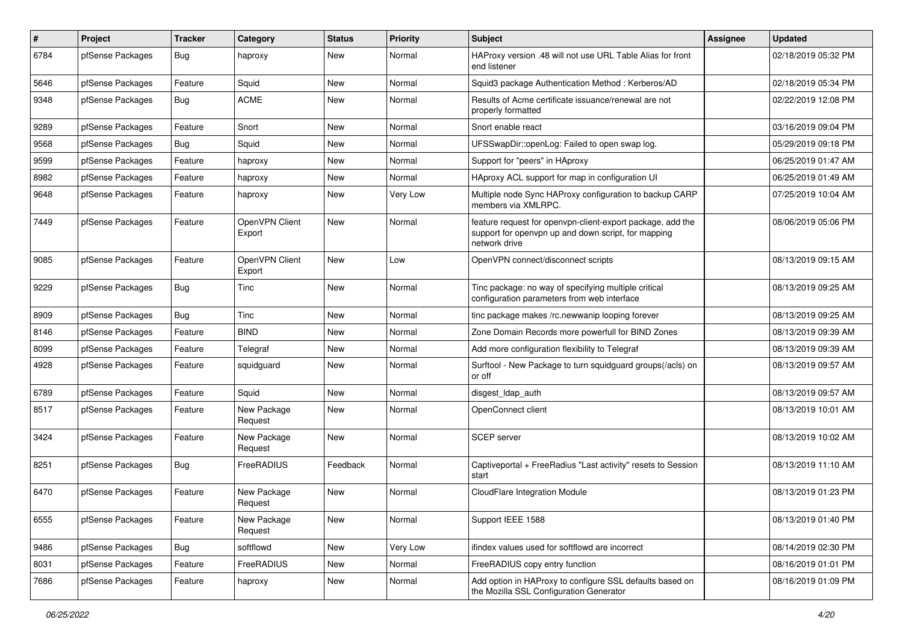| # | Project | Tracker | Category | Status | Priority | Subject | Assignee | Updated |
|---|---|---|---|---|---|---|---|---|
| 6784 | pfSense Packages | Bug | haproxy | New | Normal | HAProxy version .48 will not use URL Table Alias for front end listener | | 02/18/2019 05:32 PM |
| 5646 | pfSense Packages | Feature | Squid | New | Normal | Squid3 package Authentication Method : Kerberos/AD | | 02/18/2019 05:34 PM |
| 9348 | pfSense Packages | Bug | ACME | New | Normal | Results of Acme certificate issuance/renewal are not properly formatted | | 02/22/2019 12:08 PM |
| 9289 | pfSense Packages | Feature | Snort | New | Normal | Snort enable react | | 03/16/2019 09:04 PM |
| 9568 | pfSense Packages | Bug | Squid | New | Normal | UFSSwapDir::openLog: Failed to open swap log. | | 05/29/2019 09:18 PM |
| 9599 | pfSense Packages | Feature | haproxy | New | Normal | Support for "peers" in HAproxy | | 06/25/2019 01:47 AM |
| 8982 | pfSense Packages | Feature | haproxy | New | Normal | HAproxy ACL support for map in configuration UI | | 06/25/2019 01:49 AM |
| 9648 | pfSense Packages | Feature | haproxy | New | Very Low | Multiple node Sync HAProxy configuration to backup CARP members via XMLRPC. | | 07/25/2019 10:04 AM |
| 7449 | pfSense Packages | Feature | OpenVPN Client Export | New | Normal | feature request for openvpn-client-export package, add the support for openvpn up and down script, for mapping network drive | | 08/06/2019 05:06 PM |
| 9085 | pfSense Packages | Feature | OpenVPN Client Export | New | Low | OpenVPN connect/disconnect scripts | | 08/13/2019 09:15 AM |
| 9229 | pfSense Packages | Bug | Tinc | New | Normal | Tinc package: no way of specifying multiple critical configuration parameters from web interface | | 08/13/2019 09:25 AM |
| 8909 | pfSense Packages | Bug | Tinc | New | Normal | tinc package makes /rc.newwanip looping forever | | 08/13/2019 09:25 AM |
| 8146 | pfSense Packages | Feature | BIND | New | Normal | Zone Domain Records more powerfull for BIND Zones | | 08/13/2019 09:39 AM |
| 8099 | pfSense Packages | Feature | Telegraf | New | Normal | Add more configuration flexibility to Telegraf | | 08/13/2019 09:39 AM |
| 4928 | pfSense Packages | Feature | squidguard | New | Normal | Surftool - New Package to turn squidguard groups(/acls) on or off | | 08/13/2019 09:57 AM |
| 6789 | pfSense Packages | Feature | Squid | New | Normal | disgest_ldap_auth | | 08/13/2019 09:57 AM |
| 8517 | pfSense Packages | Feature | New Package Request | New | Normal | OpenConnect client | | 08/13/2019 10:01 AM |
| 3424 | pfSense Packages | Feature | New Package Request | New | Normal | SCEP server | | 08/13/2019 10:02 AM |
| 8251 | pfSense Packages | Bug | FreeRADIUS | Feedback | Normal | Captiveportal + FreeRadius "Last activity" resets to Session start | | 08/13/2019 11:10 AM |
| 6470 | pfSense Packages | Feature | New Package Request | New | Normal | CloudFlare Integration Module | | 08/13/2019 01:23 PM |
| 6555 | pfSense Packages | Feature | New Package Request | New | Normal | Support IEEE 1588 | | 08/13/2019 01:40 PM |
| 9486 | pfSense Packages | Bug | softflowd | New | Very Low | ifindex values used for softflowd are incorrect | | 08/14/2019 02:30 PM |
| 8031 | pfSense Packages | Feature | FreeRADIUS | New | Normal | FreeRADIUS copy entry function | | 08/16/2019 01:01 PM |
| 7686 | pfSense Packages | Feature | haproxy | New | Normal | Add option in HAProxy to configure SSL defaults based on the Mozilla SSL Configuration Generator | | 08/16/2019 01:09 PM |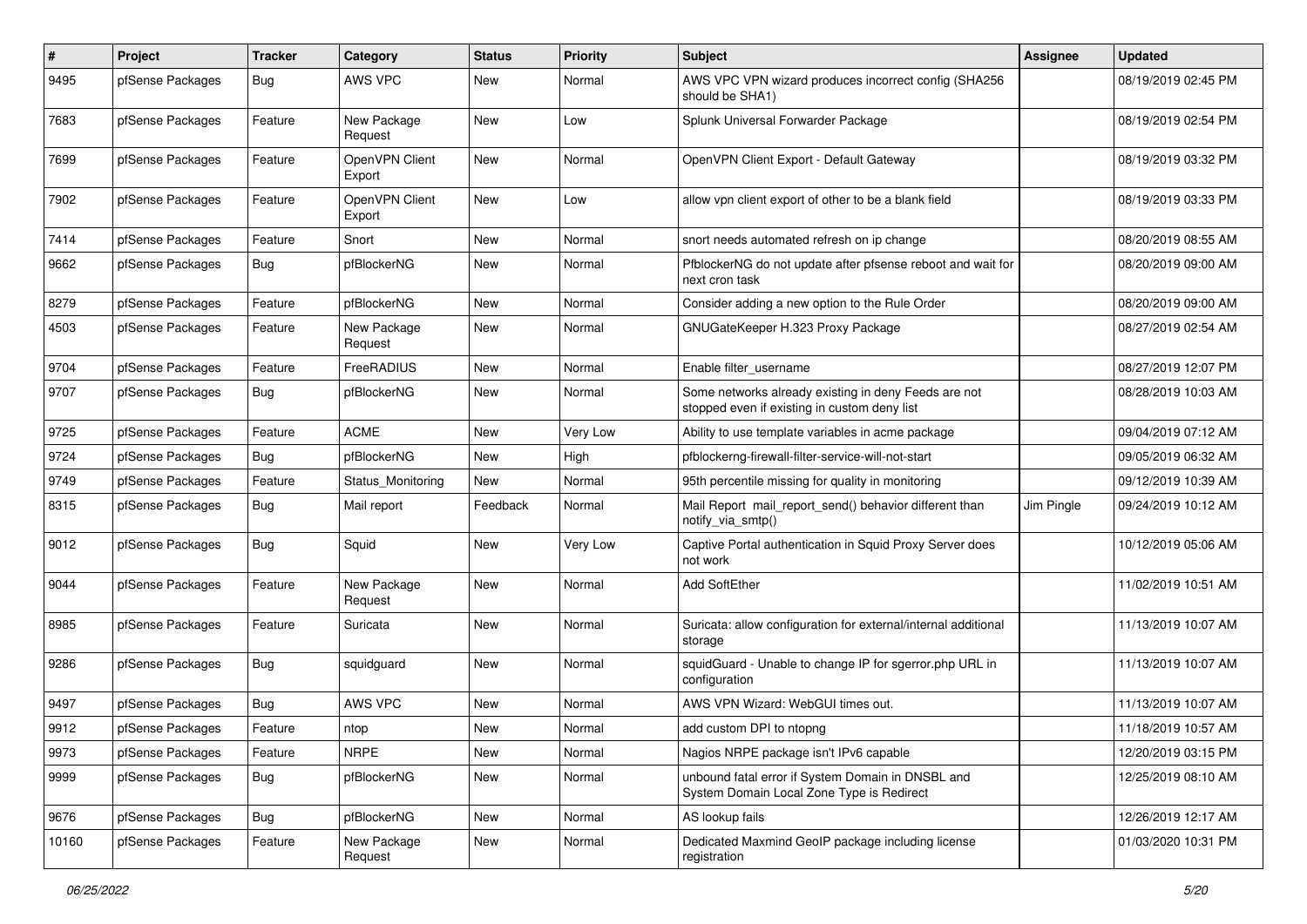| # | Project | Tracker | Category | Status | Priority | Subject | Assignee | Updated |
|---|---|---|---|---|---|---|---|---|
| 9495 | pfSense Packages | Bug | AWS VPC | New | Normal | AWS VPC VPN wizard produces incorrect config (SHA256 should be SHA1) | | 08/19/2019 02:45 PM |
| 7683 | pfSense Packages | Feature | New Package Request | New | Low | Splunk Universal Forwarder Package | | 08/19/2019 02:54 PM |
| 7699 | pfSense Packages | Feature | OpenVPN Client Export | New | Normal | OpenVPN Client Export - Default Gateway | | 08/19/2019 03:32 PM |
| 7902 | pfSense Packages | Feature | OpenVPN Client Export | New | Low | allow vpn client export of other to be a blank field | | 08/19/2019 03:33 PM |
| 7414 | pfSense Packages | Feature | Snort | New | Normal | snort needs automated refresh on ip change | | 08/20/2019 08:55 AM |
| 9662 | pfSense Packages | Bug | pfBlockerNG | New | Normal | PfblockerNG do not update after pfsense reboot and wait for next cron task | | 08/20/2019 09:00 AM |
| 8279 | pfSense Packages | Feature | pfBlockerNG | New | Normal | Consider adding a new option to the Rule Order | | 08/20/2019 09:00 AM |
| 4503 | pfSense Packages | Feature | New Package Request | New | Normal | GNUGateKeeper H.323 Proxy Package | | 08/27/2019 02:54 AM |
| 9704 | pfSense Packages | Feature | FreeRADIUS | New | Normal | Enable filter_username | | 08/27/2019 12:07 PM |
| 9707 | pfSense Packages | Bug | pfBlockerNG | New | Normal | Some networks already existing in deny Feeds are not stopped even if existing in custom deny list | | 08/28/2019 10:03 AM |
| 9725 | pfSense Packages | Feature | ACME | New | Very Low | Ability to use template variables in acme package | | 09/04/2019 07:12 AM |
| 9724 | pfSense Packages | Bug | pfBlockerNG | New | High | pfblockerng-firewall-filter-service-will-not-start | | 09/05/2019 06:32 AM |
| 9749 | pfSense Packages | Feature | Status_Monitoring | New | Normal | 95th percentile missing for quality in monitoring | | 09/12/2019 10:39 AM |
| 8315 | pfSense Packages | Bug | Mail report | Feedback | Normal | Mail Report mail_report_send() behavior different than notify_via_smtp() | Jim Pingle | 09/24/2019 10:12 AM |
| 9012 | pfSense Packages | Bug | Squid | New | Very Low | Captive Portal authentication in Squid Proxy Server does not work | | 10/12/2019 05:06 AM |
| 9044 | pfSense Packages | Feature | New Package Request | New | Normal | Add SoftEther | | 11/02/2019 10:51 AM |
| 8985 | pfSense Packages | Feature | Suricata | New | Normal | Suricata: allow configuration for external/internal additional storage | | 11/13/2019 10:07 AM |
| 9286 | pfSense Packages | Bug | squidguard | New | Normal | squidGuard - Unable to change IP for sgerror.php URL in configuration | | 11/13/2019 10:07 AM |
| 9497 | pfSense Packages | Bug | AWS VPC | New | Normal | AWS VPN Wizard: WebGUI times out. | | 11/13/2019 10:07 AM |
| 9912 | pfSense Packages | Feature | ntop | New | Normal | add custom DPI to ntopng | | 11/18/2019 10:57 AM |
| 9973 | pfSense Packages | Feature | NRPE | New | Normal | Nagios NRPE package isn't IPv6 capable | | 12/20/2019 03:15 PM |
| 9999 | pfSense Packages | Bug | pfBlockerNG | New | Normal | unbound fatal error if System Domain in DNSBL and System Domain Local Zone Type is Redirect | | 12/25/2019 08:10 AM |
| 9676 | pfSense Packages | Bug | pfBlockerNG | New | Normal | AS lookup fails | | 12/26/2019 12:17 AM |
| 10160 | pfSense Packages | Feature | New Package Request | New | Normal | Dedicated Maxmind GeoIP package including license registration | | 01/03/2020 10:31 PM |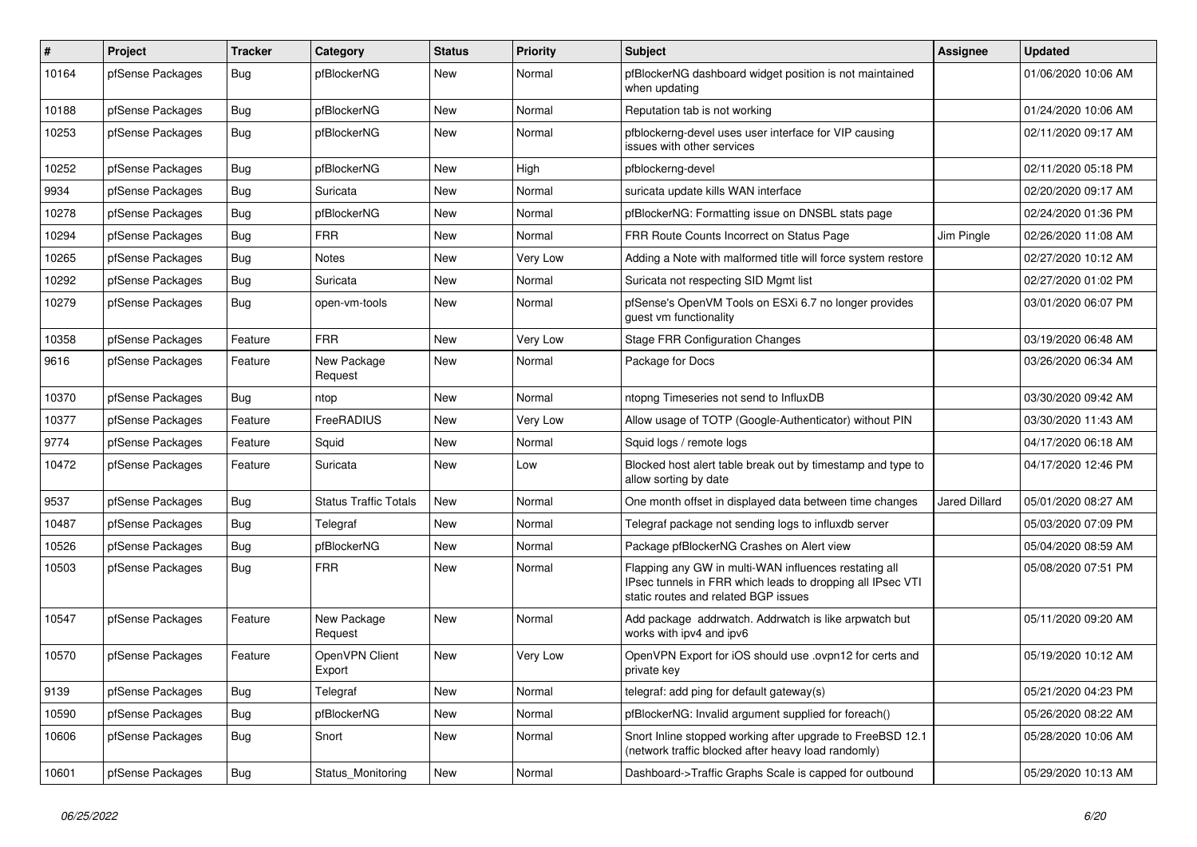| # | Project | Tracker | Category | Status | Priority | Subject | Assignee | Updated |
|---|---|---|---|---|---|---|---|---|
| 10164 | pfSense Packages | Bug | pfBlockerNG | New | Normal | pfBlockerNG dashboard widget position is not maintained when updating | | 01/06/2020 10:06 AM |
| 10188 | pfSense Packages | Bug | pfBlockerNG | New | Normal | Reputation tab is not working | | 01/24/2020 10:06 AM |
| 10253 | pfSense Packages | Bug | pfBlockerNG | New | Normal | pfblockerng-devel uses user interface for VIP causing issues with other services | | 02/11/2020 09:17 AM |
| 10252 | pfSense Packages | Bug | pfBlockerNG | New | High | pfblockerng-devel | | 02/11/2020 05:18 PM |
| 9934 | pfSense Packages | Bug | Suricata | New | Normal | suricata update kills WAN interface | | 02/20/2020 09:17 AM |
| 10278 | pfSense Packages | Bug | pfBlockerNG | New | Normal | pfBlockerNG: Formatting issue on DNSBL stats page | | 02/24/2020 01:36 PM |
| 10294 | pfSense Packages | Bug | FRR | New | Normal | FRR Route Counts Incorrect on Status Page | Jim Pingle | 02/26/2020 11:08 AM |
| 10265 | pfSense Packages | Bug | Notes | New | Very Low | Adding a Note with malformed title will force system restore | | 02/27/2020 10:12 AM |
| 10292 | pfSense Packages | Bug | Suricata | New | Normal | Suricata not respecting SID Mgmt list | | 02/27/2020 01:02 PM |
| 10279 | pfSense Packages | Bug | open-vm-tools | New | Normal | pfSense's OpenVM Tools on ESXi 6.7 no longer provides guest vm functionality | | 03/01/2020 06:07 PM |
| 10358 | pfSense Packages | Feature | FRR | New | Very Low | Stage FRR Configuration Changes | | 03/19/2020 06:48 AM |
| 9616 | pfSense Packages | Feature | New Package Request | New | Normal | Package for Docs | | 03/26/2020 06:34 AM |
| 10370 | pfSense Packages | Bug | ntop | New | Normal | ntopng Timeseries not send to InfluxDB | | 03/30/2020 09:42 AM |
| 10377 | pfSense Packages | Feature | FreeRADIUS | New | Very Low | Allow usage of TOTP (Google-Authenticator) without PIN | | 03/30/2020 11:43 AM |
| 9774 | pfSense Packages | Feature | Squid | New | Normal | Squid logs / remote logs | | 04/17/2020 06:18 AM |
| 10472 | pfSense Packages | Feature | Suricata | New | Low | Blocked host alert table break out by timestamp and type to allow sorting by date | | 04/17/2020 12:46 PM |
| 9537 | pfSense Packages | Bug | Status Traffic Totals | New | Normal | One month offset in displayed data between time changes | Jared Dillard | 05/01/2020 08:27 AM |
| 10487 | pfSense Packages | Bug | Telegraf | New | Normal | Telegraf package not sending logs to influxdb server | | 05/03/2020 07:09 PM |
| 10526 | pfSense Packages | Bug | pfBlockerNG | New | Normal | Package pfBlockerNG Crashes on Alert view | | 05/04/2020 08:59 AM |
| 10503 | pfSense Packages | Bug | FRR | New | Normal | Flapping any GW in multi-WAN influences restating all IPsec tunnels in FRR which leads to dropping all IPsec VTI static routes and related BGP issues | | 05/08/2020 07:51 PM |
| 10547 | pfSense Packages | Feature | New Package Request | New | Normal | Add package addrwatch. Addrwatch is like arpwatch but works with ipv4 and ipv6 | | 05/11/2020 09:20 AM |
| 10570 | pfSense Packages | Feature | OpenVPN Client Export | New | Very Low | OpenVPN Export for iOS should use .ovpn12 for certs and private key | | 05/19/2020 10:12 AM |
| 9139 | pfSense Packages | Bug | Telegraf | New | Normal | telegraf: add ping for default gateway(s) | | 05/21/2020 04:23 PM |
| 10590 | pfSense Packages | Bug | pfBlockerNG | New | Normal | pfBlockerNG: Invalid argument supplied for foreach() | | 05/26/2020 08:22 AM |
| 10606 | pfSense Packages | Bug | Snort | New | Normal | Snort Inline stopped working after upgrade to FreeBSD 12.1 (network traffic blocked after heavy load randomly) | | 05/28/2020 10:06 AM |
| 10601 | pfSense Packages | Bug | Status_Monitoring | New | Normal | Dashboard->Traffic Graphs Scale is capped for outbound | | 05/29/2020 10:13 AM |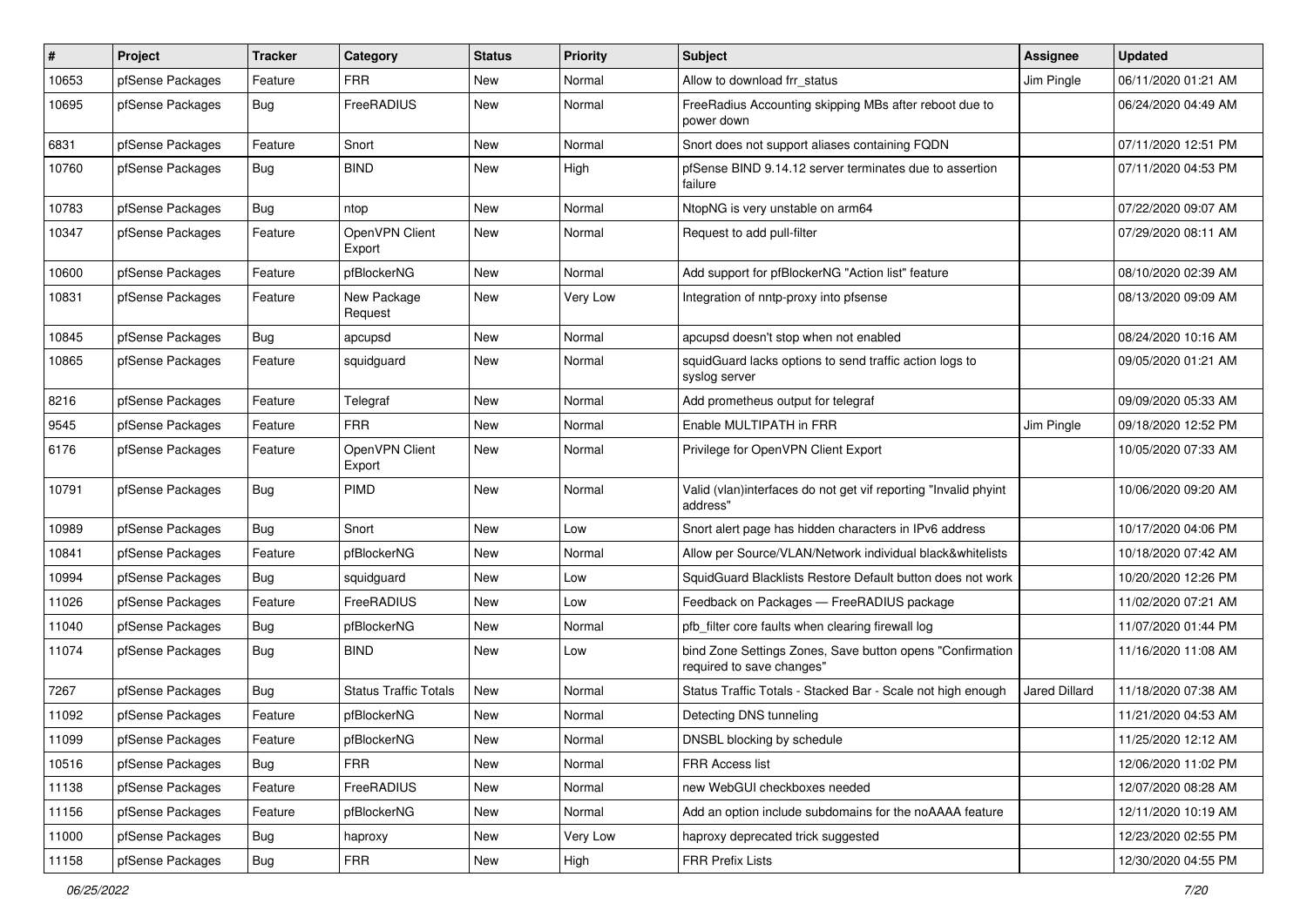| # | Project | Tracker | Category | Status | Priority | Subject | Assignee | Updated |
| --- | --- | --- | --- | --- | --- | --- | --- | --- |
| 10653 | pfSense Packages | Feature | FRR | New | Normal | Allow to download frr_status | Jim Pingle | 06/11/2020 01:21 AM |
| 10695 | pfSense Packages | Bug | FreeRADIUS | New | Normal | FreeRadius Accounting skipping MBs after reboot due to power down | | 06/24/2020 04:49 AM |
| 6831 | pfSense Packages | Feature | Snort | New | Normal | Snort does not support aliases containing FQDN | | 07/11/2020 12:51 PM |
| 10760 | pfSense Packages | Bug | BIND | New | High | pfSense BIND 9.14.12 server terminates due to assertion failure | | 07/11/2020 04:53 PM |
| 10783 | pfSense Packages | Bug | ntop | New | Normal | NtopNG is very unstable on arm64 | | 07/22/2020 09:07 AM |
| 10347 | pfSense Packages | Feature | OpenVPN Client Export | New | Normal | Request to add pull-filter | | 07/29/2020 08:11 AM |
| 10600 | pfSense Packages | Feature | pfBlockerNG | New | Normal | Add support for pfBlockerNG "Action list" feature | | 08/10/2020 02:39 AM |
| 10831 | pfSense Packages | Feature | New Package Request | New | Very Low | Integration of nntp-proxy into pfsense | | 08/13/2020 09:09 AM |
| 10845 | pfSense Packages | Bug | apcupsd | New | Normal | apcupsd doesn't stop when not enabled | | 08/24/2020 10:16 AM |
| 10865 | pfSense Packages | Feature | squidguard | New | Normal | squidGuard lacks options to send traffic action logs to syslog server | | 09/05/2020 01:21 AM |
| 8216 | pfSense Packages | Feature | Telegraf | New | Normal | Add prometheus output for telegraf | | 09/09/2020 05:33 AM |
| 9545 | pfSense Packages | Feature | FRR | New | Normal | Enable MULTIPATH in FRR | Jim Pingle | 09/18/2020 12:52 PM |
| 6176 | pfSense Packages | Feature | OpenVPN Client Export | New | Normal | Privilege for OpenVPN Client Export | | 10/05/2020 07:33 AM |
| 10791 | pfSense Packages | Bug | PIMD | New | Normal | Valid (vlan)interfaces do not get vif reporting "Invalid phyint address" | | 10/06/2020 09:20 AM |
| 10989 | pfSense Packages | Bug | Snort | New | Low | Snort alert page has hidden characters in IPv6 address | | 10/17/2020 04:06 PM |
| 10841 | pfSense Packages | Feature | pfBlockerNG | New | Normal | Allow per Source/VLAN/Network individual black&whitelists | | 10/18/2020 07:42 AM |
| 10994 | pfSense Packages | Bug | squidguard | New | Low | SquidGuard Blacklists Restore Default button does not work | | 10/20/2020 12:26 PM |
| 11026 | pfSense Packages | Feature | FreeRADIUS | New | Low | Feedback on Packages — FreeRADIUS package | | 11/02/2020 07:21 AM |
| 11040 | pfSense Packages | Bug | pfBlockerNG | New | Normal | pfb_filter core faults when clearing firewall log | | 11/07/2020 01:44 PM |
| 11074 | pfSense Packages | Bug | BIND | New | Low | bind Zone Settings Zones, Save button opens "Confirmation required to save changes" | | 11/16/2020 11:08 AM |
| 7267 | pfSense Packages | Bug | Status Traffic Totals | New | Normal | Status Traffic Totals - Stacked Bar - Scale not high enough | Jared Dillard | 11/18/2020 07:38 AM |
| 11092 | pfSense Packages | Feature | pfBlockerNG | New | Normal | Detecting DNS tunneling | | 11/21/2020 04:53 AM |
| 11099 | pfSense Packages | Feature | pfBlockerNG | New | Normal | DNSBL blocking by schedule | | 11/25/2020 12:12 AM |
| 10516 | pfSense Packages | Bug | FRR | New | Normal | FRR Access list | | 12/06/2020 11:02 PM |
| 11138 | pfSense Packages | Feature | FreeRADIUS | New | Normal | new WebGUI checkboxes needed | | 12/07/2020 08:28 AM |
| 11156 | pfSense Packages | Feature | pfBlockerNG | New | Normal | Add an option include subdomains for the noAAAA feature | | 12/11/2020 10:19 AM |
| 11000 | pfSense Packages | Bug | haproxy | New | Very Low | haproxy deprecated trick suggested | | 12/23/2020 02:55 PM |
| 11158 | pfSense Packages | Bug | FRR | New | High | FRR Prefix Lists | | 12/30/2020 04:55 PM |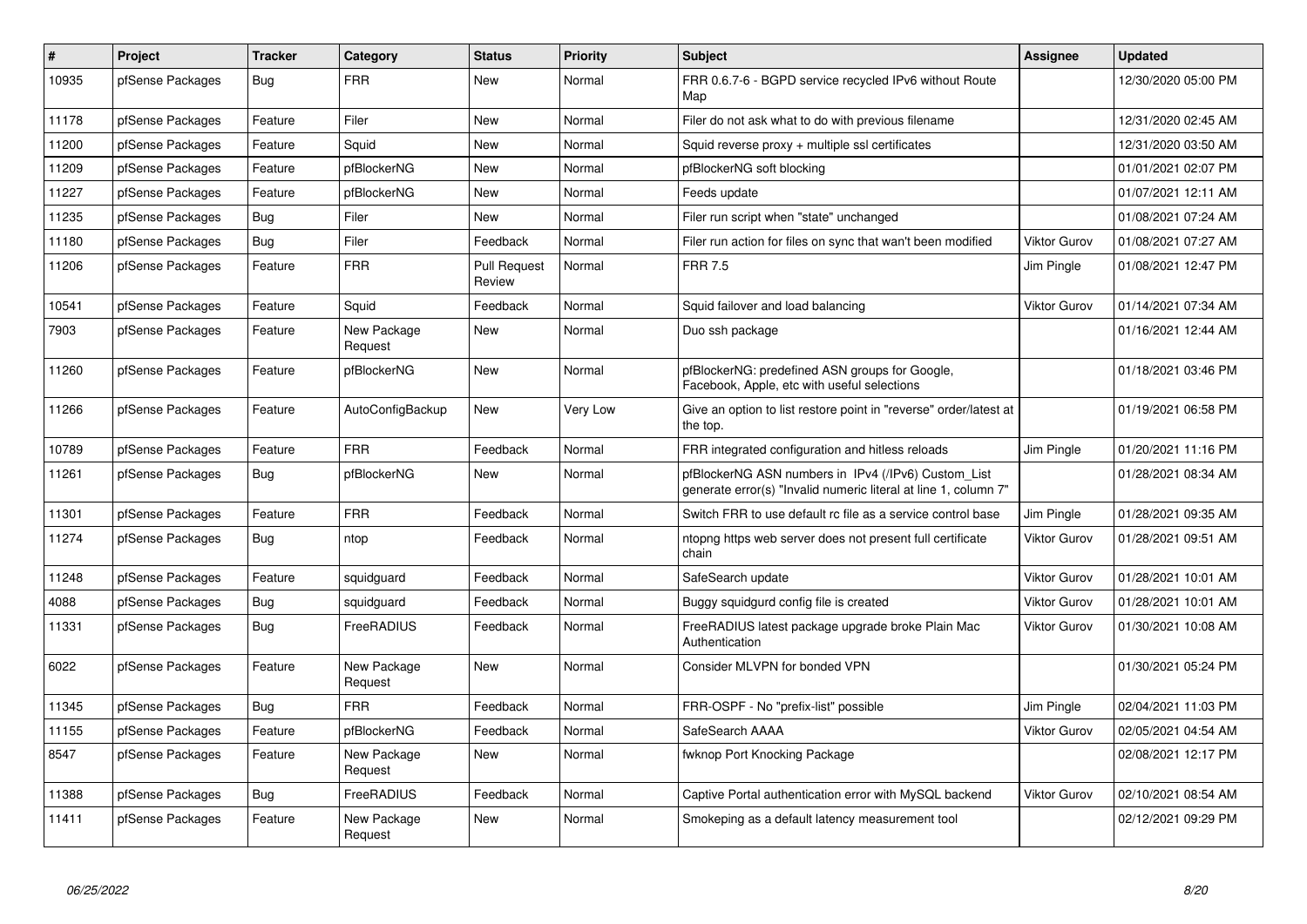| # | Project | Tracker | Category | Status | Priority | Subject | Assignee | Updated |
|---|---|---|---|---|---|---|---|---|
| 10935 | pfSense Packages | Bug | FRR | New | Normal | FRR 0.6.7-6 - BGPD service recycled IPv6 without Route Map | | 12/30/2020 05:00 PM |
| 11178 | pfSense Packages | Feature | Filer | New | Normal | Filer do not ask what to do with previous filename | | 12/31/2020 02:45 AM |
| 11200 | pfSense Packages | Feature | Squid | New | Normal | Squid reverse proxy + multiple ssl certificates | | 12/31/2020 03:50 AM |
| 11209 | pfSense Packages | Feature | pfBlockerNG | New | Normal | pfBlockerNG soft blocking | | 01/01/2021 02:07 PM |
| 11227 | pfSense Packages | Feature | pfBlockerNG | New | Normal | Feeds update | | 01/07/2021 12:11 AM |
| 11235 | pfSense Packages | Bug | Filer | New | Normal | Filer run script when "state" unchanged | | 01/08/2021 07:24 AM |
| 11180 | pfSense Packages | Bug | Filer | Feedback | Normal | Filer run action for files on sync that wan't been modified | Viktor Gurov | 01/08/2021 07:27 AM |
| 11206 | pfSense Packages | Feature | FRR | Pull Request Review | Normal | FRR 7.5 | Jim Pingle | 01/08/2021 12:47 PM |
| 10541 | pfSense Packages | Feature | Squid | Feedback | Normal | Squid failover and load balancing | Viktor Gurov | 01/14/2021 07:34 AM |
| 7903 | pfSense Packages | Feature | New Package Request | New | Normal | Duo ssh package | | 01/16/2021 12:44 AM |
| 11260 | pfSense Packages | Feature | pfBlockerNG | New | Normal | pfBlockerNG: predefined ASN groups for Google, Facebook, Apple, etc with useful selections | | 01/18/2021 03:46 PM |
| 11266 | pfSense Packages | Feature | AutoConfigBackup | New | Very Low | Give an option to list restore point in "reverse" order/latest at the top. | | 01/19/2021 06:58 PM |
| 10789 | pfSense Packages | Feature | FRR | Feedback | Normal | FRR integrated configuration and hitless reloads | Jim Pingle | 01/20/2021 11:16 PM |
| 11261 | pfSense Packages | Bug | pfBlockerNG | New | Normal | pfBlockerNG ASN numbers in IPv4 (/IPv6) Custom_List generate error(s) "Invalid numeric literal at line 1, column 7" | | 01/28/2021 08:34 AM |
| 11301 | pfSense Packages | Feature | FRR | Feedback | Normal | Switch FRR to use default rc file as a service control base | Jim Pingle | 01/28/2021 09:35 AM |
| 11274 | pfSense Packages | Bug | ntop | Feedback | Normal | ntopng https web server does not present full certificate chain | Viktor Gurov | 01/28/2021 09:51 AM |
| 11248 | pfSense Packages | Feature | squidguard | Feedback | Normal | SafeSearch update | Viktor Gurov | 01/28/2021 10:01 AM |
| 4088 | pfSense Packages | Bug | squidguard | Feedback | Normal | Buggy squidgurd config file is created | Viktor Gurov | 01/28/2021 10:01 AM |
| 11331 | pfSense Packages | Bug | FreeRADIUS | Feedback | Normal | FreeRADIUS latest package upgrade broke Plain Mac Authentication | Viktor Gurov | 01/30/2021 10:08 AM |
| 6022 | pfSense Packages | Feature | New Package Request | New | Normal | Consider MLVPN for bonded VPN | | 01/30/2021 05:24 PM |
| 11345 | pfSense Packages | Bug | FRR | Feedback | Normal | FRR-OSPF - No "prefix-list" possible | Jim Pingle | 02/04/2021 11:03 PM |
| 11155 | pfSense Packages | Feature | pfBlockerNG | Feedback | Normal | SafeSearch AAAA | Viktor Gurov | 02/05/2021 04:54 AM |
| 8547 | pfSense Packages | Feature | New Package Request | New | Normal | fwknop Port Knocking Package | | 02/08/2021 12:17 PM |
| 11388 | pfSense Packages | Bug | FreeRADIUS | Feedback | Normal | Captive Portal authentication error with MySQL backend | Viktor Gurov | 02/10/2021 08:54 AM |
| 11411 | pfSense Packages | Feature | New Package Request | New | Normal | Smokeping as a default latency measurement tool | | 02/12/2021 09:29 PM |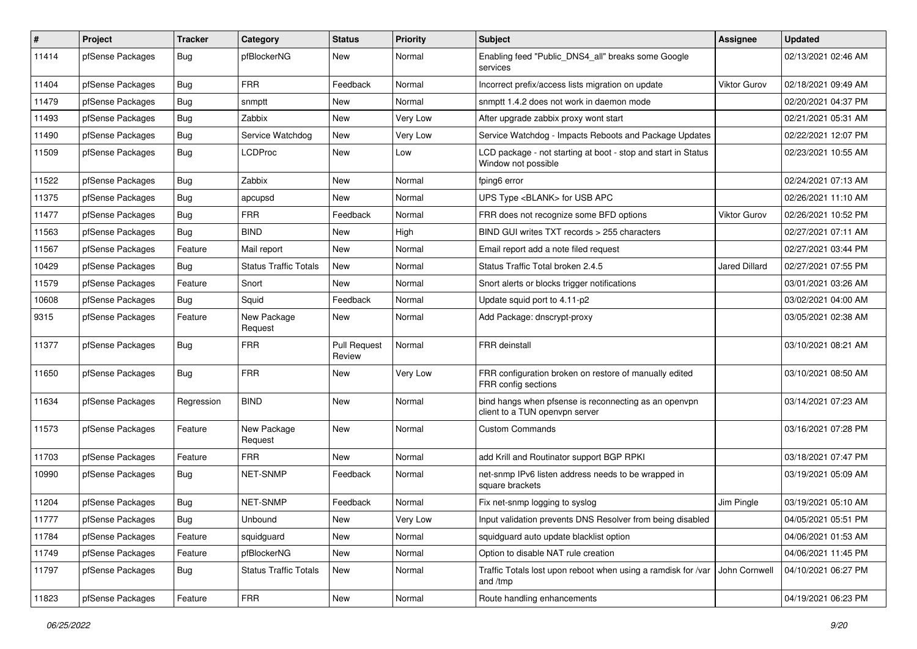| # | Project | Tracker | Category | Status | Priority | Subject | Assignee | Updated |
|---|---|---|---|---|---|---|---|---|
| 11414 | pfSense Packages | Bug | pfBlockerNG | New | Normal | Enabling feed "Public_DNS4_all" breaks some Google services | | 02/13/2021 02:46 AM |
| 11404 | pfSense Packages | Bug | FRR | Feedback | Normal | Incorrect prefix/access lists migration on update | Viktor Gurov | 02/18/2021 09:49 AM |
| 11479 | pfSense Packages | Bug | snmptt | New | Normal | snmptt 1.4.2 does not work in daemon mode | | 02/20/2021 04:37 PM |
| 11493 | pfSense Packages | Bug | Zabbix | New | Very Low | After upgrade zabbix proxy wont start | | 02/21/2021 05:31 AM |
| 11490 | pfSense Packages | Bug | Service Watchdog | New | Very Low | Service Watchdog - Impacts Reboots and Package Updates | | 02/22/2021 12:07 PM |
| 11509 | pfSense Packages | Bug | LCDProc | New | Low | LCD package - not starting at boot - stop and start in Status Window not possible | | 02/23/2021 10:55 AM |
| 11522 | pfSense Packages | Bug | Zabbix | New | Normal | fping6 error | | 02/24/2021 07:13 AM |
| 11375 | pfSense Packages | Bug | apcupsd | New | Normal | UPS Type <BLANK> for USB APC | | 02/26/2021 11:10 AM |
| 11477 | pfSense Packages | Bug | FRR | Feedback | Normal | FRR does not recognize some BFD options | Viktor Gurov | 02/26/2021 10:52 PM |
| 11563 | pfSense Packages | Bug | BIND | New | High | BIND GUI writes TXT records > 255 characters | | 02/27/2021 07:11 AM |
| 11567 | pfSense Packages | Feature | Mail report | New | Normal | Email report add a note filed request | | 02/27/2021 03:44 PM |
| 10429 | pfSense Packages | Bug | Status Traffic Totals | New | Normal | Status Traffic Total broken 2.4.5 | Jared Dillard | 02/27/2021 07:55 PM |
| 11579 | pfSense Packages | Feature | Snort | New | Normal | Snort alerts or blocks trigger notifications | | 03/01/2021 03:26 AM |
| 10608 | pfSense Packages | Bug | Squid | Feedback | Normal | Update squid port to 4.11-p2 | | 03/02/2021 04:00 AM |
| 9315 | pfSense Packages | Feature | New Package Request | New | Normal | Add Package: dnscrypt-proxy | | 03/05/2021 02:38 AM |
| 11377 | pfSense Packages | Bug | FRR | Pull Request Review | Normal | FRR deinstall | | 03/10/2021 08:21 AM |
| 11650 | pfSense Packages | Bug | FRR | New | Very Low | FRR configuration broken on restore of manually edited FRR config sections | | 03/10/2021 08:50 AM |
| 11634 | pfSense Packages | Regression | BIND | New | Normal | bind hangs when pfsense is reconnecting as an openvpn client to a TUN openvpn server | | 03/14/2021 07:23 AM |
| 11573 | pfSense Packages | Feature | New Package Request | New | Normal | Custom Commands | | 03/16/2021 07:28 PM |
| 11703 | pfSense Packages | Feature | FRR | New | Normal | add Krill and Routinator support BGP RPKI | | 03/18/2021 07:47 PM |
| 10990 | pfSense Packages | Bug | NET-SNMP | Feedback | Normal | net-snmp IPv6 listen address needs to be wrapped in square brackets | | 03/19/2021 05:09 AM |
| 11204 | pfSense Packages | Bug | NET-SNMP | Feedback | Normal | Fix net-snmp logging to syslog | Jim Pingle | 03/19/2021 05:10 AM |
| 11777 | pfSense Packages | Bug | Unbound | New | Very Low | Input validation prevents DNS Resolver from being disabled | | 04/05/2021 05:51 PM |
| 11784 | pfSense Packages | Feature | squidguard | New | Normal | squidguard auto update blacklist option | | 04/06/2021 01:53 AM |
| 11749 | pfSense Packages | Feature | pfBlockerNG | New | Normal | Option to disable NAT rule creation | | 04/06/2021 11:45 PM |
| 11797 | pfSense Packages | Bug | Status Traffic Totals | New | Normal | Traffic Totals lost upon reboot when using a ramdisk for /var and /tmp | John Cornwell | 04/10/2021 06:27 PM |
| 11823 | pfSense Packages | Feature | FRR | New | Normal | Route handling enhancements | | 04/19/2021 06:23 PM |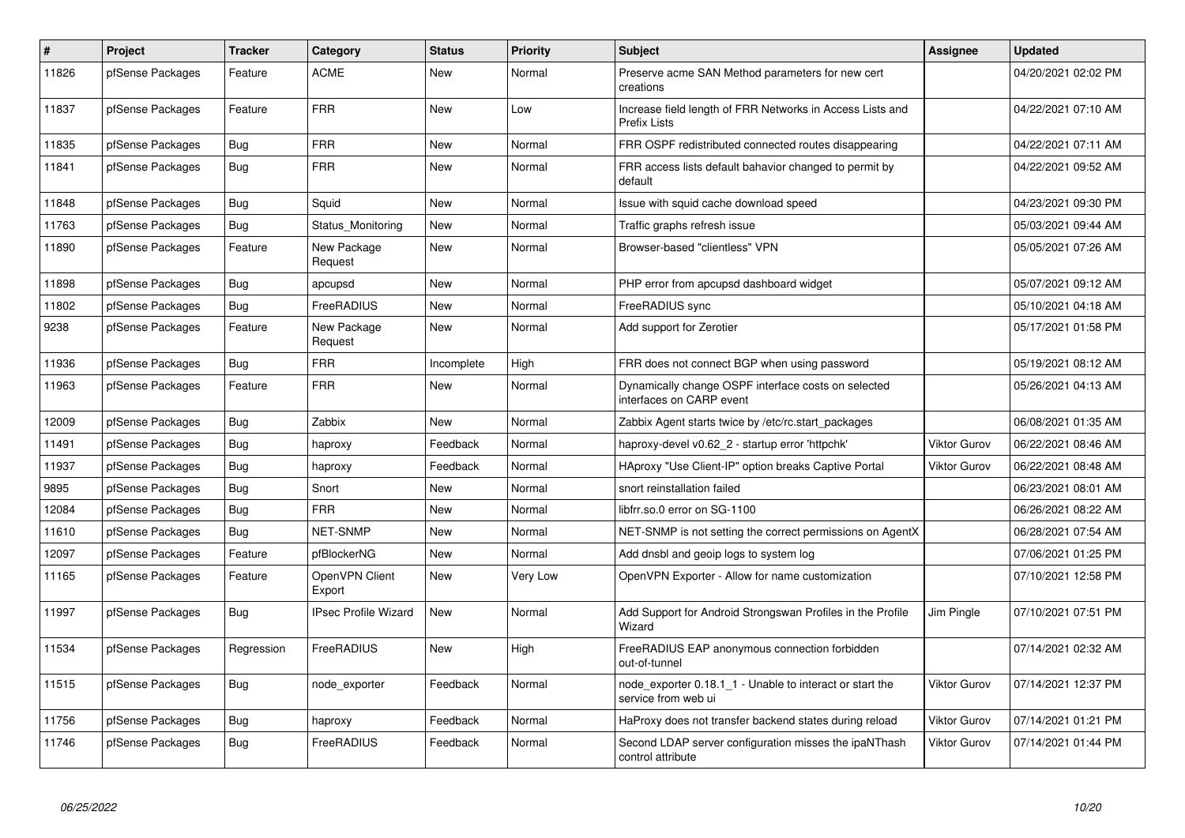| # | Project | Tracker | Category | Status | Priority | Subject | Assignee | Updated |
|---|---|---|---|---|---|---|---|---|
| 11826 | pfSense Packages | Feature | ACME | New | Normal | Preserve acme SAN Method parameters for new cert creations | | 04/20/2021 02:02 PM |
| 11837 | pfSense Packages | Feature | FRR | New | Low | Increase field length of FRR Networks in Access Lists and Prefix Lists | | 04/22/2021 07:10 AM |
| 11835 | pfSense Packages | Bug | FRR | New | Normal | FRR OSPF redistributed connected routes disappearing | | 04/22/2021 07:11 AM |
| 11841 | pfSense Packages | Bug | FRR | New | Normal | FRR access lists default bahavior changed to permit by default | | 04/22/2021 09:52 AM |
| 11848 | pfSense Packages | Bug | Squid | New | Normal | Issue with squid cache download speed | | 04/23/2021 09:30 PM |
| 11763 | pfSense Packages | Bug | Status_Monitoring | New | Normal | Traffic graphs refresh issue | | 05/03/2021 09:44 AM |
| 11890 | pfSense Packages | Feature | New Package Request | New | Normal | Browser-based "clientless" VPN | | 05/05/2021 07:26 AM |
| 11898 | pfSense Packages | Bug | apcupsd | New | Normal | PHP error from apcupsd dashboard widget | | 05/07/2021 09:12 AM |
| 11802 | pfSense Packages | Bug | FreeRADIUS | New | Normal | FreeRADIUS sync | | 05/10/2021 04:18 AM |
| 9238 | pfSense Packages | Feature | New Package Request | New | Normal | Add support for Zerotier | | 05/17/2021 01:58 PM |
| 11936 | pfSense Packages | Bug | FRR | Incomplete | High | FRR does not connect BGP when using password | | 05/19/2021 08:12 AM |
| 11963 | pfSense Packages | Feature | FRR | New | Normal | Dynamically change OSPF interface costs on selected interfaces on CARP event | | 05/26/2021 04:13 AM |
| 12009 | pfSense Packages | Bug | Zabbix | New | Normal | Zabbix Agent starts twice by /etc/rc.start_packages | | 06/08/2021 01:35 AM |
| 11491 | pfSense Packages | Bug | haproxy | Feedback | Normal | haproxy-devel v0.62_2 - startup error 'httpchk' | Viktor Gurov | 06/22/2021 08:46 AM |
| 11937 | pfSense Packages | Bug | haproxy | Feedback | Normal | HAproxy "Use Client-IP" option breaks Captive Portal | Viktor Gurov | 06/22/2021 08:48 AM |
| 9895 | pfSense Packages | Bug | Snort | New | Normal | snort reinstallation failed | | 06/23/2021 08:01 AM |
| 12084 | pfSense Packages | Bug | FRR | New | Normal | libfrr.so.0 error on SG-1100 | | 06/26/2021 08:22 AM |
| 11610 | pfSense Packages | Bug | NET-SNMP | New | Normal | NET-SNMP is not setting the correct permissions on AgentX | | 06/28/2021 07:54 AM |
| 12097 | pfSense Packages | Feature | pfBlockerNG | New | Normal | Add dnsbl and geoip logs to system log | | 07/06/2021 01:25 PM |
| 11165 | pfSense Packages | Feature | OpenVPN Client Export | New | Very Low | OpenVPN Exporter - Allow for name customization | | 07/10/2021 12:58 PM |
| 11997 | pfSense Packages | Bug | IPsec Profile Wizard | New | Normal | Add Support for Android Strongswan Profiles in the Profile Wizard | Jim Pingle | 07/10/2021 07:51 PM |
| 11534 | pfSense Packages | Regression | FreeRADIUS | New | High | FreeRADIUS EAP anonymous connection forbidden out-of-tunnel | | 07/14/2021 02:32 AM |
| 11515 | pfSense Packages | Bug | node_exporter | Feedback | Normal | node_exporter 0.18.1_1 - Unable to interact or start the service from web ui | Viktor Gurov | 07/14/2021 12:37 PM |
| 11756 | pfSense Packages | Bug | haproxy | Feedback | Normal | HaProxy does not transfer backend states during reload | Viktor Gurov | 07/14/2021 01:21 PM |
| 11746 | pfSense Packages | Bug | FreeRADIUS | Feedback | Normal | Second LDAP server configuration misses the ipaNThash control attribute | Viktor Gurov | 07/14/2021 01:44 PM |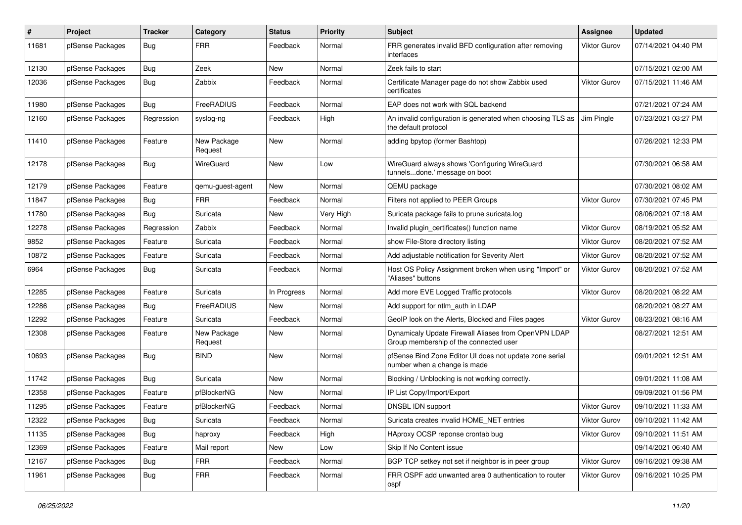| # | Project | Tracker | Category | Status | Priority | Subject | Assignee | Updated |
|---|---|---|---|---|---|---|---|---|
| 11681 | pfSense Packages | Bug | FRR | Feedback | Normal | FRR generates invalid BFD configuration after removing interfaces | Viktor Gurov | 07/14/2021 04:40 PM |
| 12130 | pfSense Packages | Bug | Zeek | New | Normal | Zeek fails to start | | 07/15/2021 02:00 AM |
| 12036 | pfSense Packages | Bug | Zabbix | Feedback | Normal | Certificate Manager page do not show Zabbix used certificates | Viktor Gurov | 07/15/2021 11:46 AM |
| 11980 | pfSense Packages | Bug | FreeRADIUS | Feedback | Normal | EAP does not work with SQL backend | | 07/21/2021 07:24 AM |
| 12160 | pfSense Packages | Regression | syslog-ng | Feedback | High | An invalid configuration is generated when choosing TLS as the default protocol | Jim Pingle | 07/23/2021 03:27 PM |
| 11410 | pfSense Packages | Feature | New Package Request | New | Normal | adding bpytop (former Bashtop) | | 07/26/2021 12:33 PM |
| 12178 | pfSense Packages | Bug | WireGuard | New | Low | WireGuard always shows 'Configuring WireGuard tunnels...done.' message on boot | | 07/30/2021 06:58 AM |
| 12179 | pfSense Packages | Feature | qemu-guest-agent | New | Normal | QEMU package | | 07/30/2021 08:02 AM |
| 11847 | pfSense Packages | Bug | FRR | Feedback | Normal | Filters not applied to PEER Groups | Viktor Gurov | 07/30/2021 07:45 PM |
| 11780 | pfSense Packages | Bug | Suricata | New | Very High | Suricata package fails to prune suricata.log | | 08/06/2021 07:18 AM |
| 12278 | pfSense Packages | Regression | Zabbix | Feedback | Normal | Invalid plugin_certificates() function name | Viktor Gurov | 08/19/2021 05:52 AM |
| 9852 | pfSense Packages | Feature | Suricata | Feedback | Normal | show File-Store directory listing | Viktor Gurov | 08/20/2021 07:52 AM |
| 10872 | pfSense Packages | Feature | Suricata | Feedback | Normal | Add adjustable notification for Severity Alert | Viktor Gurov | 08/20/2021 07:52 AM |
| 6964 | pfSense Packages | Bug | Suricata | Feedback | Normal | Host OS Policy Assignment broken when using "Import" or "Aliases" buttons | Viktor Gurov | 08/20/2021 07:52 AM |
| 12285 | pfSense Packages | Feature | Suricata | In Progress | Normal | Add more EVE Logged Traffic protocols | Viktor Gurov | 08/20/2021 08:22 AM |
| 12286 | pfSense Packages | Bug | FreeRADIUS | New | Normal | Add support for ntlm_auth in LDAP | | 08/20/2021 08:27 AM |
| 12292 | pfSense Packages | Feature | Suricata | Feedback | Normal | GeoIP look on the Alerts, Blocked and Files pages | Viktor Gurov | 08/23/2021 08:16 AM |
| 12308 | pfSense Packages | Feature | New Package Request | New | Normal | Dynamicaly Update Firewall Aliases from OpenVPN LDAP Group membership of the connected user | | 08/27/2021 12:51 AM |
| 10693 | pfSense Packages | Bug | BIND | New | Normal | pfSense Bind Zone Editor UI does not update zone serial number when a change is made | | 09/01/2021 12:51 AM |
| 11742 | pfSense Packages | Bug | Suricata | New | Normal | Blocking / Unblocking is not working correctly. | | 09/01/2021 11:08 AM |
| 12358 | pfSense Packages | Feature | pfBlockerNG | New | Normal | IP List Copy/Import/Export | | 09/09/2021 01:56 PM |
| 11295 | pfSense Packages | Feature | pfBlockerNG | Feedback | Normal | DNSBL IDN support | Viktor Gurov | 09/10/2021 11:33 AM |
| 12322 | pfSense Packages | Bug | Suricata | Feedback | Normal | Suricata creates invalid HOME_NET entries | Viktor Gurov | 09/10/2021 11:42 AM |
| 11135 | pfSense Packages | Bug | haproxy | Feedback | High | HAproxy OCSP reponse crontab bug | Viktor Gurov | 09/10/2021 11:51 AM |
| 12369 | pfSense Packages | Feature | Mail report | New | Low | Skip If No Content issue | | 09/14/2021 06:40 AM |
| 12167 | pfSense Packages | Bug | FRR | Feedback | Normal | BGP TCP setkey not set if neighbor is in peer group | Viktor Gurov | 09/16/2021 09:38 AM |
| 11961 | pfSense Packages | Bug | FRR | Feedback | Normal | FRR OSPF add unwanted area 0 authentication to router ospf | Viktor Gurov | 09/16/2021 10:25 PM |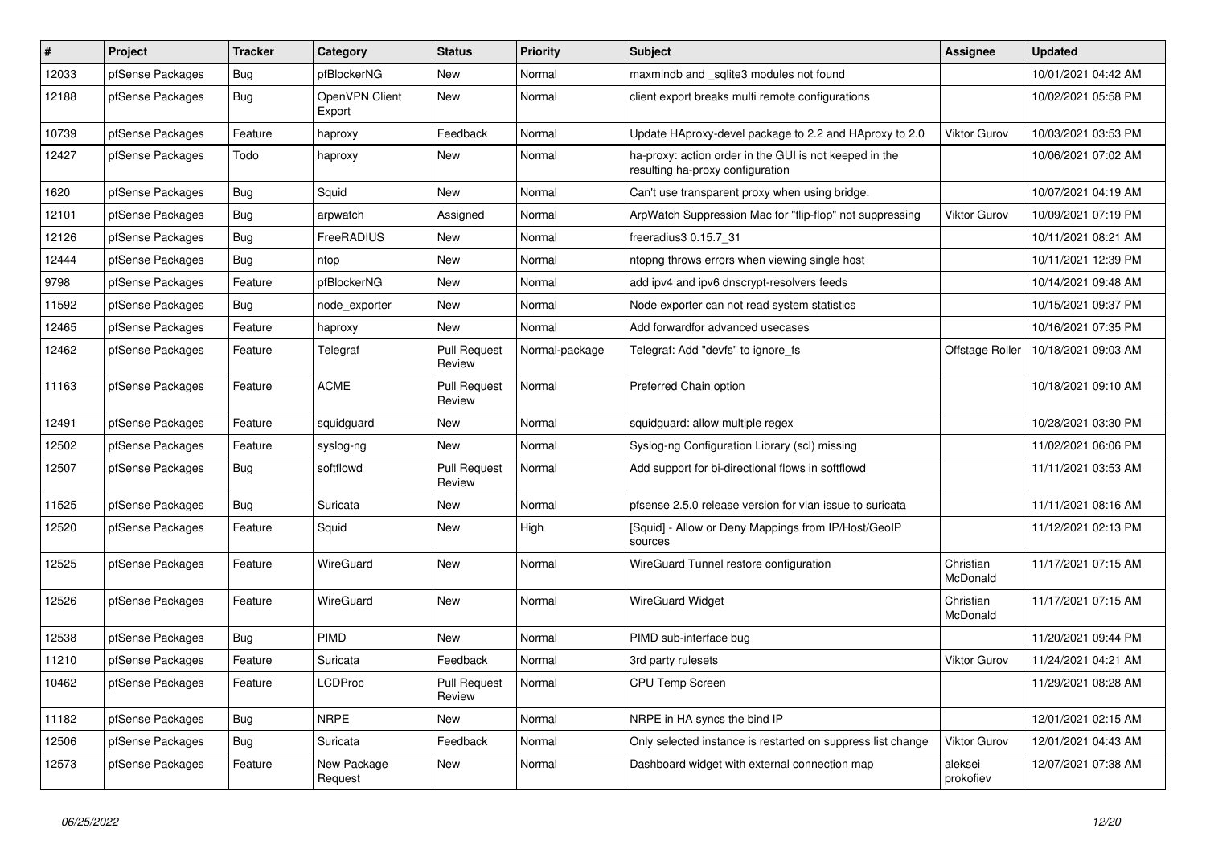| # | Project | Tracker | Category | Status | Priority | Subject | Assignee | Updated |
|---|---|---|---|---|---|---|---|---|
| 12033 | pfSense Packages | Bug | pfBlockerNG | New | Normal | maxmindb and _sqlite3 modules not found | | 10/01/2021 04:42 AM |
| 12188 | pfSense Packages | Bug | OpenVPN Client Export | New | Normal | client export breaks multi remote configurations | | 10/02/2021 05:58 PM |
| 10739 | pfSense Packages | Feature | haproxy | Feedback | Normal | Update HAproxy-devel package to 2.2 and HAproxy to 2.0 | Viktor Gurov | 10/03/2021 03:53 PM |
| 12427 | pfSense Packages | Todo | haproxy | New | Normal | ha-proxy: action order in the GUI is not keeped in the resulting ha-proxy configuration | | 10/06/2021 07:02 AM |
| 1620 | pfSense Packages | Bug | Squid | New | Normal | Can't use transparent proxy when using bridge. | | 10/07/2021 04:19 AM |
| 12101 | pfSense Packages | Bug | arpwatch | Assigned | Normal | ArpWatch Suppression Mac for "flip-flop" not suppressing | Viktor Gurov | 10/09/2021 07:19 PM |
| 12126 | pfSense Packages | Bug | FreeRADIUS | New | Normal | freeradius3 0.15.7_31 | | 10/11/2021 08:21 AM |
| 12444 | pfSense Packages | Bug | ntop | New | Normal | ntopng throws errors when viewing single host | | 10/11/2021 12:39 PM |
| 9798 | pfSense Packages | Feature | pfBlockerNG | New | Normal | add ipv4 and ipv6 dnscrypt-resolvers feeds | | 10/14/2021 09:48 AM |
| 11592 | pfSense Packages | Bug | node_exporter | New | Normal | Node exporter can not read system statistics | | 10/15/2021 09:37 PM |
| 12465 | pfSense Packages | Feature | haproxy | New | Normal | Add forwardfor advanced usecases | | 10/16/2021 07:35 PM |
| 12462 | pfSense Packages | Feature | Telegraf | Pull Request Review | Normal-package | Telegraf: Add "devfs" to ignore_fs | Offstage Roller | 10/18/2021 09:03 AM |
| 11163 | pfSense Packages | Feature | ACME | Pull Request Review | Normal | Preferred Chain option | | 10/18/2021 09:10 AM |
| 12491 | pfSense Packages | Feature | squidguard | New | Normal | squidguard: allow multiple regex | | 10/28/2021 03:30 PM |
| 12502 | pfSense Packages | Feature | syslog-ng | New | Normal | Syslog-ng Configuration Library (scl) missing | | 11/02/2021 06:06 PM |
| 12507 | pfSense Packages | Bug | softflowd | Pull Request Review | Normal | Add support for bi-directional flows in softflowd | | 11/11/2021 03:53 AM |
| 11525 | pfSense Packages | Bug | Suricata | New | Normal | pfsense 2.5.0 release version for vlan issue to suricata | | 11/11/2021 08:16 AM |
| 12520 | pfSense Packages | Feature | Squid | New | High | [Squid] - Allow or Deny Mappings from IP/Host/GeoIP sources | | 11/12/2021 02:13 PM |
| 12525 | pfSense Packages | Feature | WireGuard | New | Normal | WireGuard Tunnel restore configuration | Christian McDonald | 11/17/2021 07:15 AM |
| 12526 | pfSense Packages | Feature | WireGuard | New | Normal | WireGuard Widget | Christian McDonald | 11/17/2021 07:15 AM |
| 12538 | pfSense Packages | Bug | PIMD | New | Normal | PIMD sub-interface bug | | 11/20/2021 09:44 PM |
| 11210 | pfSense Packages | Feature | Suricata | Feedback | Normal | 3rd party rulesets | Viktor Gurov | 11/24/2021 04:21 AM |
| 10462 | pfSense Packages | Feature | LCDProc | Pull Request Review | Normal | CPU Temp Screen | | 11/29/2021 08:28 AM |
| 11182 | pfSense Packages | Bug | NRPE | New | Normal | NRPE in HA syncs the bind IP | | 12/01/2021 02:15 AM |
| 12506 | pfSense Packages | Bug | Suricata | Feedback | Normal | Only selected instance is restarted on suppress list change | Viktor Gurov | 12/01/2021 04:43 AM |
| 12573 | pfSense Packages | Feature | New Package Request | New | Normal | Dashboard widget with external connection map | aleksei prokofiev | 12/07/2021 07:38 AM |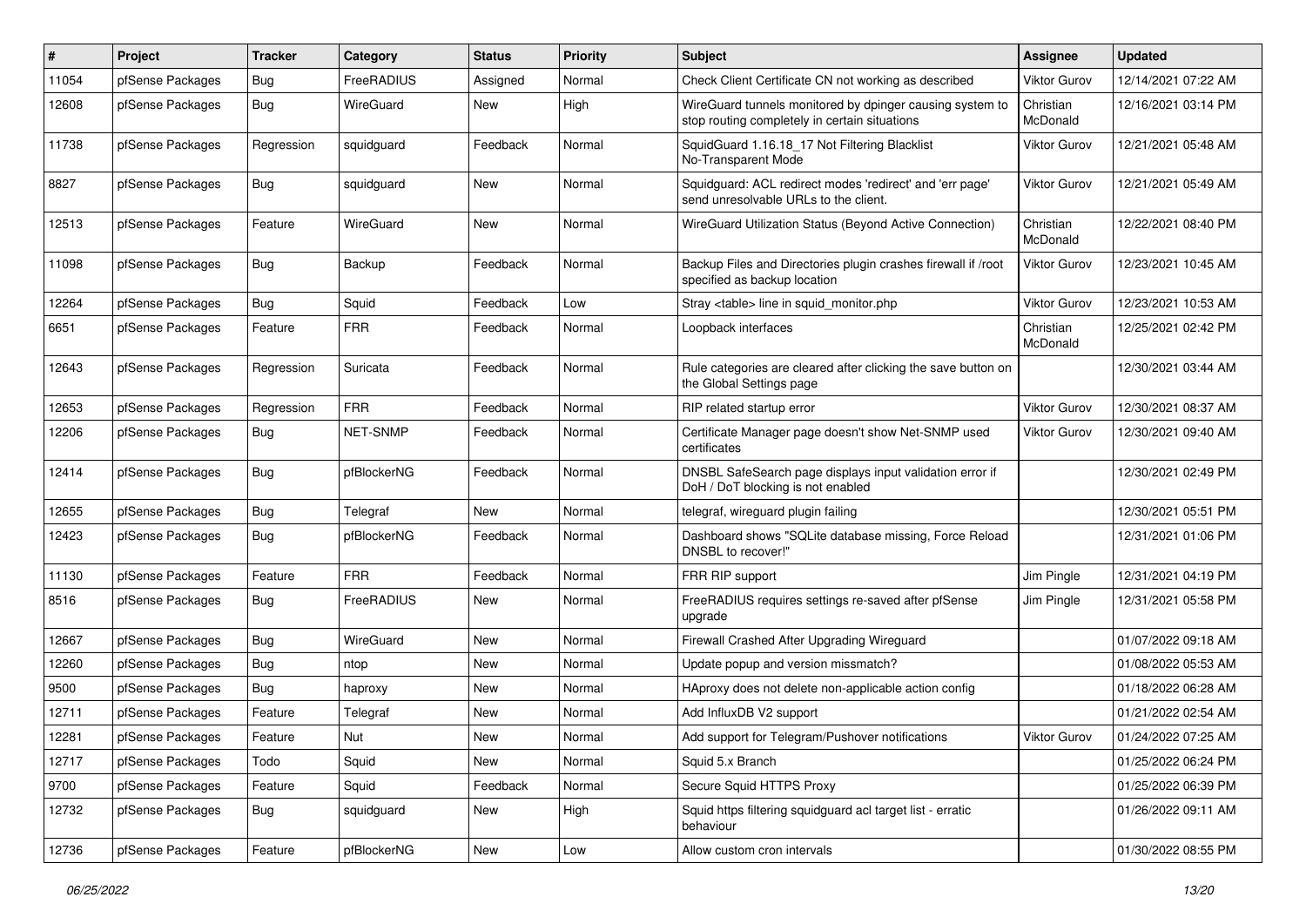| # | Project | Tracker | Category | Status | Priority | Subject | Assignee | Updated |
|---|---|---|---|---|---|---|---|---|
| 11054 | pfSense Packages | Bug | FreeRADIUS | Assigned | Normal | Check Client Certificate CN not working as described | Viktor Gurov | 12/14/2021 07:22 AM |
| 12608 | pfSense Packages | Bug | WireGuard | New | High | WireGuard tunnels monitored by dpinger causing system to stop routing completely in certain situations | Christian McDonald | 12/16/2021 03:14 PM |
| 11738 | pfSense Packages | Regression | squidguard | Feedback | Normal | SquidGuard 1.16.18_17 Not Filtering Blacklist No-Transparent Mode | Viktor Gurov | 12/21/2021 05:48 AM |
| 8827 | pfSense Packages | Bug | squidguard | New | Normal | Squidguard: ACL redirect modes 'redirect' and 'err page' send unresolvable URLs to the client. | Viktor Gurov | 12/21/2021 05:49 AM |
| 12513 | pfSense Packages | Feature | WireGuard | New | Normal | WireGuard Utilization Status (Beyond Active Connection) | Christian McDonald | 12/22/2021 08:40 PM |
| 11098 | pfSense Packages | Bug | Backup | Feedback | Normal | Backup Files and Directories plugin crashes firewall if /root specified as backup location | Viktor Gurov | 12/23/2021 10:45 AM |
| 12264 | pfSense Packages | Bug | Squid | Feedback | Low | Stray <table> line in squid_monitor.php | Viktor Gurov | 12/23/2021 10:53 AM |
| 6651 | pfSense Packages | Feature | FRR | Feedback | Normal | Loopback interfaces | Christian McDonald | 12/25/2021 02:42 PM |
| 12643 | pfSense Packages | Regression | Suricata | Feedback | Normal | Rule categories are cleared after clicking the save button on the Global Settings page | | 12/30/2021 03:44 AM |
| 12653 | pfSense Packages | Regression | FRR | Feedback | Normal | RIP related startup error | Viktor Gurov | 12/30/2021 08:37 AM |
| 12206 | pfSense Packages | Bug | NET-SNMP | Feedback | Normal | Certificate Manager page doesn't show Net-SNMP used certificates | Viktor Gurov | 12/30/2021 09:40 AM |
| 12414 | pfSense Packages | Bug | pfBlockerNG | Feedback | Normal | DNSBL SafeSearch page displays input validation error if DoH / DoT blocking is not enabled | | 12/30/2021 02:49 PM |
| 12655 | pfSense Packages | Bug | Telegraf | New | Normal | telegraf, wireguard plugin failing | | 12/30/2021 05:51 PM |
| 12423 | pfSense Packages | Bug | pfBlockerNG | Feedback | Normal | Dashboard shows "SQLite database missing, Force Reload DNSBL to recover!" | | 12/31/2021 01:06 PM |
| 11130 | pfSense Packages | Feature | FRR | Feedback | Normal | FRR RIP support | Jim Pingle | 12/31/2021 04:19 PM |
| 8516 | pfSense Packages | Bug | FreeRADIUS | New | Normal | FreeRADIUS requires settings re-saved after pfSense upgrade | Jim Pingle | 12/31/2021 05:58 PM |
| 12667 | pfSense Packages | Bug | WireGuard | New | Normal | Firewall Crashed After Upgrading Wireguard | | 01/07/2022 09:18 AM |
| 12260 | pfSense Packages | Bug | ntop | New | Normal | Update popup and version missmatch? | | 01/08/2022 05:53 AM |
| 9500 | pfSense Packages | Bug | haproxy | New | Normal | HAproxy does not delete non-applicable action config | | 01/18/2022 06:28 AM |
| 12711 | pfSense Packages | Feature | Telegraf | New | Normal | Add InfluxDB V2 support | | 01/21/2022 02:54 AM |
| 12281 | pfSense Packages | Feature | Nut | New | Normal | Add support for Telegram/Pushover notifications | Viktor Gurov | 01/24/2022 07:25 AM |
| 12717 | pfSense Packages | Todo | Squid | New | Normal | Squid 5.x Branch | | 01/25/2022 06:24 PM |
| 9700 | pfSense Packages | Feature | Squid | Feedback | Normal | Secure Squid HTTPS Proxy | | 01/25/2022 06:39 PM |
| 12732 | pfSense Packages | Bug | squidguard | New | High | Squid https filtering squidguard acl target list - erratic behaviour | | 01/26/2022 09:11 AM |
| 12736 | pfSense Packages | Feature | pfBlockerNG | New | Low | Allow custom cron intervals | | 01/30/2022 08:55 PM |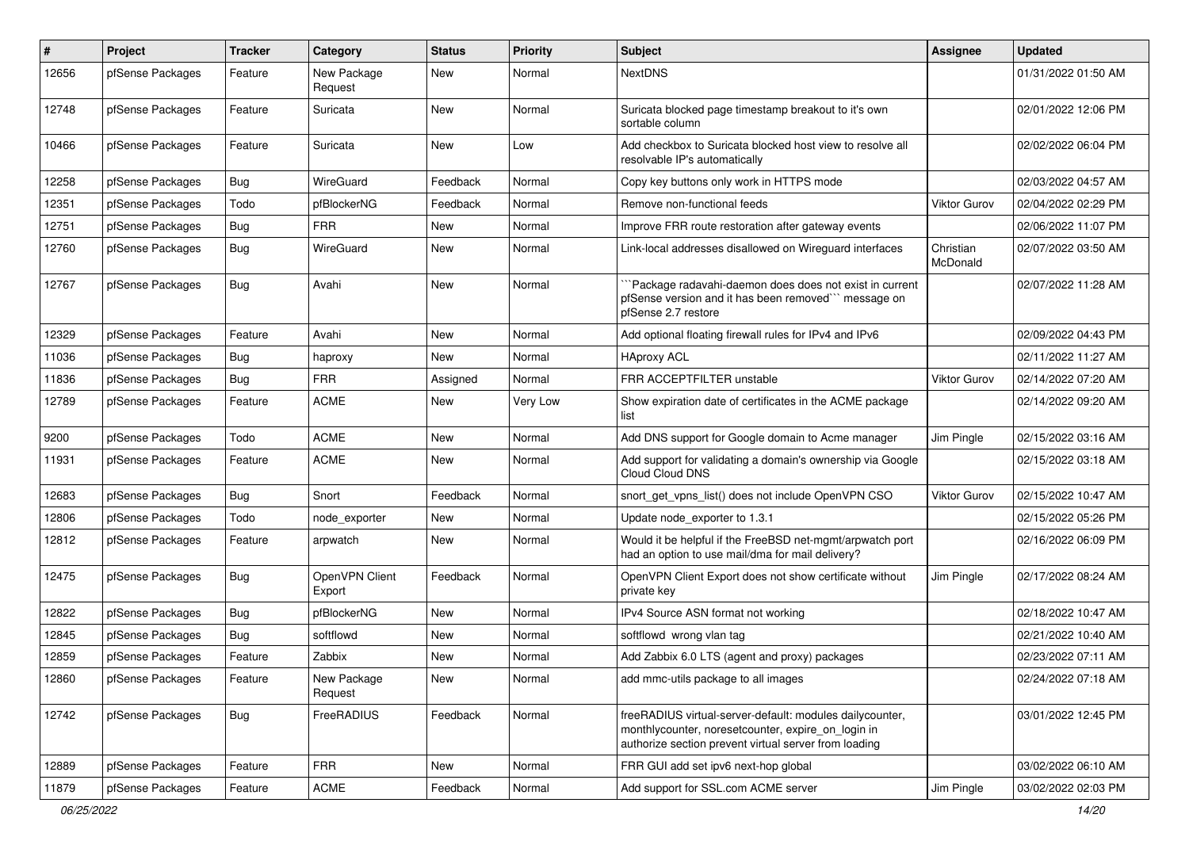| # | Project | Tracker | Category | Status | Priority | Subject | Assignee | Updated |
|---|---|---|---|---|---|---|---|---|
| 12656 | pfSense Packages | Feature | New Package Request | New | Normal | NextDNS | | 01/31/2022 01:50 AM |
| 12748 | pfSense Packages | Feature | Suricata | New | Normal | Suricata blocked page timestamp breakout to it's own sortable column | | 02/01/2022 12:06 PM |
| 10466 | pfSense Packages | Feature | Suricata | New | Low | Add checkbox to Suricata blocked host view to resolve all resolvable IP's automatically | | 02/02/2022 06:04 PM |
| 12258 | pfSense Packages | Bug | WireGuard | Feedback | Normal | Copy key buttons only work in HTTPS mode | | 02/03/2022 04:57 AM |
| 12351 | pfSense Packages | Todo | pfBlockerNG | Feedback | Normal | Remove non-functional feeds | Viktor Gurov | 02/04/2022 02:29 PM |
| 12751 | pfSense Packages | Bug | FRR | New | Normal | Improve FRR route restoration after gateway events | | 02/06/2022 11:07 PM |
| 12760 | pfSense Packages | Bug | WireGuard | New | Normal | Link-local addresses disallowed on Wireguard interfaces | Christian McDonald | 02/07/2022 03:50 AM |
| 12767 | pfSense Packages | Bug | Avahi | New | Normal | ```Package radavahi-daemon does does not exist in current pfSense version and it has been removed``` message on pfSense 2.7 restore | | 02/07/2022 11:28 AM |
| 12329 | pfSense Packages | Feature | Avahi | New | Normal | Add optional floating firewall rules for IPv4 and IPv6 | | 02/09/2022 04:43 PM |
| 11036 | pfSense Packages | Bug | haproxy | New | Normal | HAproxy ACL | | 02/11/2022 11:27 AM |
| 11836 | pfSense Packages | Bug | FRR | Assigned | Normal | FRR ACCEPTFILTER unstable | Viktor Gurov | 02/14/2022 07:20 AM |
| 12789 | pfSense Packages | Feature | ACME | New | Very Low | Show expiration date of certificates in the ACME package list | | 02/14/2022 09:20 AM |
| 9200 | pfSense Packages | Todo | ACME | New | Normal | Add DNS support for Google domain to Acme manager | Jim Pingle | 02/15/2022 03:16 AM |
| 11931 | pfSense Packages | Feature | ACME | New | Normal | Add support for validating a domain's ownership via Google Cloud Cloud DNS | | 02/15/2022 03:18 AM |
| 12683 | pfSense Packages | Bug | Snort | Feedback | Normal | snort_get_vpns_list() does not include OpenVPN CSO | Viktor Gurov | 02/15/2022 10:47 AM |
| 12806 | pfSense Packages | Todo | node_exporter | New | Normal | Update node_exporter to 1.3.1 | | 02/15/2022 05:26 PM |
| 12812 | pfSense Packages | Feature | arpwatch | New | Normal | Would it be helpful if the FreeBSD net-mgmt/arpwatch port had an option to use mail/dma for mail delivery? | | 02/16/2022 06:09 PM |
| 12475 | pfSense Packages | Bug | OpenVPN Client Export | Feedback | Normal | OpenVPN Client Export does not show certificate without private key | Jim Pingle | 02/17/2022 08:24 AM |
| 12822 | pfSense Packages | Bug | pfBlockerNG | New | Normal | IPv4 Source ASN format not working | | 02/18/2022 10:47 AM |
| 12845 | pfSense Packages | Bug | softflowd | New | Normal | softflowd wrong vlan tag | | 02/21/2022 10:40 AM |
| 12859 | pfSense Packages | Feature | Zabbix | New | Normal | Add Zabbix 6.0 LTS (agent and proxy) packages | | 02/23/2022 07:11 AM |
| 12860 | pfSense Packages | Feature | New Package Request | New | Normal | add mmc-utils package to all images | | 02/24/2022 07:18 AM |
| 12742 | pfSense Packages | Bug | FreeRADIUS | Feedback | Normal | freeRADIUS virtual-server-default: modules dailycounter, monthlycounter, noresetcounter, expire_on_login in authorize section prevent virtual server from loading | | 03/01/2022 12:45 PM |
| 12889 | pfSense Packages | Feature | FRR | New | Normal | FRR GUI add set ipv6 next-hop global | | 03/02/2022 06:10 AM |
| 11879 | pfSense Packages | Feature | ACME | Feedback | Normal | Add support for SSL.com ACME server | Jim Pingle | 03/02/2022 02:03 PM |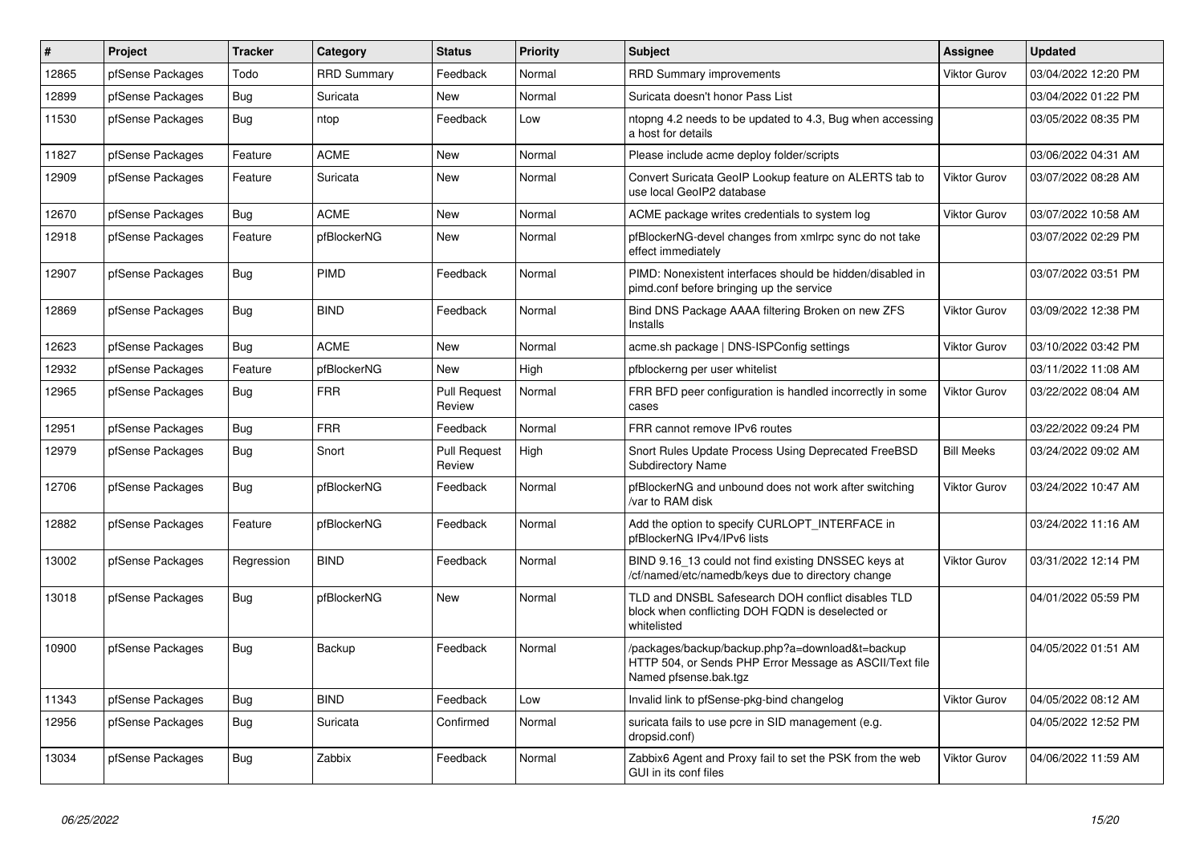| # | Project | Tracker | Category | Status | Priority | Subject | Assignee | Updated |
|---|---|---|---|---|---|---|---|---|
| 12865 | pfSense Packages | Todo | RRD Summary | Feedback | Normal | RRD Summary improvements | Viktor Gurov | 03/04/2022 12:20 PM |
| 12899 | pfSense Packages | Bug | Suricata | New | Normal | Suricata doesn't honor Pass List | | 03/04/2022 01:22 PM |
| 11530 | pfSense Packages | Bug | ntop | Feedback | Low | ntopng 4.2 needs to be updated to 4.3, Bug when accessing a host for details | | 03/05/2022 08:35 PM |
| 11827 | pfSense Packages | Feature | ACME | New | Normal | Please include acme deploy folder/scripts | | 03/06/2022 04:31 AM |
| 12909 | pfSense Packages | Feature | Suricata | New | Normal | Convert Suricata GeoIP Lookup feature on ALERTS tab to use local GeoIP2 database | Viktor Gurov | 03/07/2022 08:28 AM |
| 12670 | pfSense Packages | Bug | ACME | New | Normal | ACME package writes credentials to system log | Viktor Gurov | 03/07/2022 10:58 AM |
| 12918 | pfSense Packages | Feature | pfBlockerNG | New | Normal | pfBlockerNG-devel changes from xmlrpc sync do not take effect immediately | | 03/07/2022 02:29 PM |
| 12907 | pfSense Packages | Bug | PIMD | Feedback | Normal | PIMD: Nonexistent interfaces should be hidden/disabled in pimd.conf before bringing up the service | | 03/07/2022 03:51 PM |
| 12869 | pfSense Packages | Bug | BIND | Feedback | Normal | Bind DNS Package AAAA filtering Broken on new ZFS Installs | Viktor Gurov | 03/09/2022 12:38 PM |
| 12623 | pfSense Packages | Bug | ACME | New | Normal | acme.sh package \| DNS-ISPConfig settings | Viktor Gurov | 03/10/2022 03:42 PM |
| 12932 | pfSense Packages | Feature | pfBlockerNG | New | High | pfblockerng per user whitelist | | 03/11/2022 11:08 AM |
| 12965 | pfSense Packages | Bug | FRR | Pull Request Review | Normal | FRR BFD peer configuration is handled incorrectly in some cases | Viktor Gurov | 03/22/2022 08:04 AM |
| 12951 | pfSense Packages | Bug | FRR | Feedback | Normal | FRR cannot remove IPv6 routes | | 03/22/2022 09:24 PM |
| 12979 | pfSense Packages | Bug | Snort | Pull Request Review | High | Snort Rules Update Process Using Deprecated FreeBSD Subdirectory Name | Bill Meeks | 03/24/2022 09:02 AM |
| 12706 | pfSense Packages | Bug | pfBlockerNG | Feedback | Normal | pfBlockerNG and unbound does not work after switching /var to RAM disk | Viktor Gurov | 03/24/2022 10:47 AM |
| 12882 | pfSense Packages | Feature | pfBlockerNG | Feedback | Normal | Add the option to specify CURLOPT_INTERFACE in pfBlockerNG IPv4/IPv6 lists | | 03/24/2022 11:16 AM |
| 13002 | pfSense Packages | Regression | BIND | Feedback | Normal | BIND 9.16_13 could not find existing DNSSEC keys at /cf/named/etc/namedb/keys due to directory change | Viktor Gurov | 03/31/2022 12:14 PM |
| 13018 | pfSense Packages | Bug | pfBlockerNG | New | Normal | TLD and DNSBL Safesearch DOH conflict disables TLD block when conflicting DOH FQDN is deselected or whitelisted | | 04/01/2022 05:59 PM |
| 10900 | pfSense Packages | Bug | Backup | Feedback | Normal | /packages/backup/backup.php?a=download&t=backup HTTP 504, or Sends PHP Error Message as ASCII/Text file Named pfsense.bak.tgz | | 04/05/2022 01:51 AM |
| 11343 | pfSense Packages | Bug | BIND | Feedback | Low | Invalid link to pfSense-pkg-bind changelog | Viktor Gurov | 04/05/2022 08:12 AM |
| 12956 | pfSense Packages | Bug | Suricata | Confirmed | Normal | suricata fails to use pcre in SID management (e.g. dropsid.conf) | | 04/05/2022 12:52 PM |
| 13034 | pfSense Packages | Bug | Zabbix | Feedback | Normal | Zabbix6 Agent and Proxy fail to set the PSK from the web GUI in its conf files | Viktor Gurov | 04/06/2022 11:59 AM |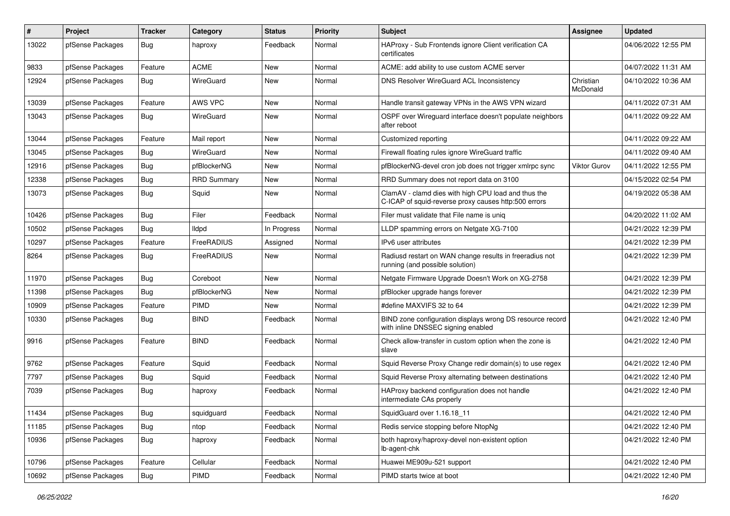| # | Project | Tracker | Category | Status | Priority | Subject | Assignee | Updated |
|---|---|---|---|---|---|---|---|---|
| 13022 | pfSense Packages | Bug | haproxy | Feedback | Normal | HAProxy - Sub Frontends ignore Client verification CA certificates | | 04/06/2022 12:55 PM |
| 9833 | pfSense Packages | Feature | ACME | New | Normal | ACME: add ability to use custom ACME server | | 04/07/2022 11:31 AM |
| 12924 | pfSense Packages | Bug | WireGuard | New | Normal | DNS Resolver WireGuard ACL Inconsistency | Christian McDonald | 04/10/2022 10:36 AM |
| 13039 | pfSense Packages | Feature | AWS VPC | New | Normal | Handle transit gateway VPNs in the AWS VPN wizard | | 04/11/2022 07:31 AM |
| 13043 | pfSense Packages | Bug | WireGuard | New | Normal | OSPF over Wireguard interface doesn't populate neighbors after reboot | | 04/11/2022 09:22 AM |
| 13044 | pfSense Packages | Feature | Mail report | New | Normal | Customized reporting | | 04/11/2022 09:22 AM |
| 13045 | pfSense Packages | Bug | WireGuard | New | Normal | Firewall floating rules ignore WireGuard traffic | | 04/11/2022 09:40 AM |
| 12916 | pfSense Packages | Bug | pfBlockerNG | New | Normal | pfBlockerNG-devel cron job does not trigger xmlrpc sync | Viktor Gurov | 04/11/2022 12:55 PM |
| 12338 | pfSense Packages | Bug | RRD Summary | New | Normal | RRD Summary does not report data on 3100 | | 04/15/2022 02:54 PM |
| 13073 | pfSense Packages | Bug | Squid | New | Normal | ClamAV - clamd dies with high CPU load and thus the C-ICAP of squid-reverse proxy causes http:500 errors | | 04/19/2022 05:38 AM |
| 10426 | pfSense Packages | Bug | Filer | Feedback | Normal | Filer must validate that File name is uniq | | 04/20/2022 11:02 AM |
| 10502 | pfSense Packages | Bug | lldpd | In Progress | Normal | LLDP spamming errors on Netgate XG-7100 | | 04/21/2022 12:39 PM |
| 10297 | pfSense Packages | Feature | FreeRADIUS | Assigned | Normal | IPv6 user attributes | | 04/21/2022 12:39 PM |
| 8264 | pfSense Packages | Bug | FreeRADIUS | New | Normal | Radiusd restart on WAN change results in freeradius not running (and possible solution) | | 04/21/2022 12:39 PM |
| 11970 | pfSense Packages | Bug | Coreboot | New | Normal | Netgate Firmware Upgrade Doesn't Work on XG-2758 | | 04/21/2022 12:39 PM |
| 11398 | pfSense Packages | Bug | pfBlockerNG | New | Normal | pfBlocker upgrade hangs forever | | 04/21/2022 12:39 PM |
| 10909 | pfSense Packages | Feature | PIMD | New | Normal | #define MAXVIFS 32 to 64 | | 04/21/2022 12:39 PM |
| 10330 | pfSense Packages | Bug | BIND | Feedback | Normal | BIND zone configuration displays wrong DS resource record with inline DNSSEC signing enabled | | 04/21/2022 12:40 PM |
| 9916 | pfSense Packages | Feature | BIND | Feedback | Normal | Check allow-transfer in custom option when the zone is slave | | 04/21/2022 12:40 PM |
| 9762 | pfSense Packages | Feature | Squid | Feedback | Normal | Squid Reverse Proxy Change redir domain(s) to use regex | | 04/21/2022 12:40 PM |
| 7797 | pfSense Packages | Bug | Squid | Feedback | Normal | Squid Reverse Proxy alternating between destinations | | 04/21/2022 12:40 PM |
| 7039 | pfSense Packages | Bug | haproxy | Feedback | Normal | HAProxy backend configuration does not handle intermediate CAs properly | | 04/21/2022 12:40 PM |
| 11434 | pfSense Packages | Bug | squidguard | Feedback | Normal | SquidGuard over 1.16.18_11 | | 04/21/2022 12:40 PM |
| 11185 | pfSense Packages | Bug | ntop | Feedback | Normal | Redis service stopping before NtopNg | | 04/21/2022 12:40 PM |
| 10936 | pfSense Packages | Bug | haproxy | Feedback | Normal | both haproxy/haproxy-devel non-existent option lb-agent-chk | | 04/21/2022 12:40 PM |
| 10796 | pfSense Packages | Feature | Cellular | Feedback | Normal | Huawei ME909u-521 support | | 04/21/2022 12:40 PM |
| 10692 | pfSense Packages | Bug | PIMD | Feedback | Normal | PIMD starts twice at boot | | 04/21/2022 12:40 PM |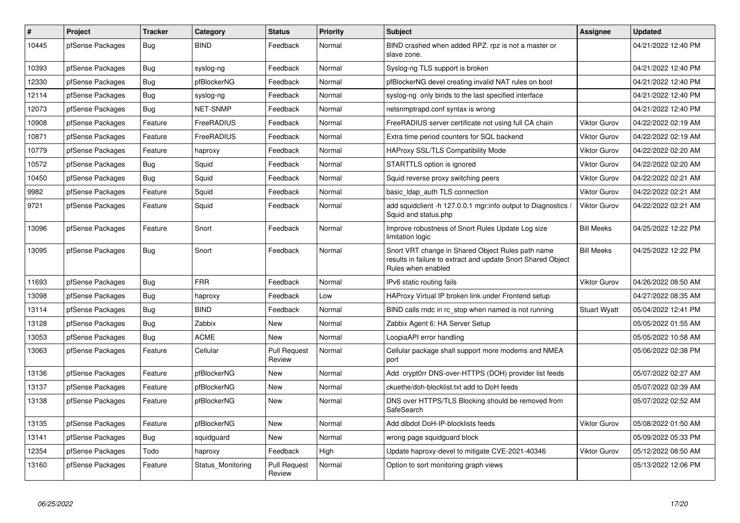| # | Project | Tracker | Category | Status | Priority | Subject | Assignee | Updated |
|---|---|---|---|---|---|---|---|---|
| 10445 | pfSense Packages | Bug | BIND | Feedback | Normal | BIND crashed when added RPZ. rpz is not a master or slave zone. | | 04/21/2022 12:40 PM |
| 10393 | pfSense Packages | Bug | syslog-ng | Feedback | Normal | Syslog-ng TLS support is broken | | 04/21/2022 12:40 PM |
| 12330 | pfSense Packages | Bug | pfBlockerNG | Feedback | Normal | pfBlockerNG devel creating invalid NAT rules on boot | | 04/21/2022 12:40 PM |
| 12114 | pfSense Packages | Bug | syslog-ng | Feedback | Normal | syslog-ng only binds to the last specified interface | | 04/21/2022 12:40 PM |
| 12073 | pfSense Packages | Bug | NET-SNMP | Feedback | Normal | netsnmptrapd.conf syntax is wrong | | 04/21/2022 12:40 PM |
| 10908 | pfSense Packages | Feature | FreeRADIUS | Feedback | Normal | FreeRADIUS server certificate not using full CA chain | Viktor Gurov | 04/22/2022 02:19 AM |
| 10871 | pfSense Packages | Feature | FreeRADIUS | Feedback | Normal | Extra time period counters for SQL backend | Viktor Gurov | 04/22/2022 02:19 AM |
| 10779 | pfSense Packages | Feature | haproxy | Feedback | Normal | HAProxy SSL/TLS Compatibility Mode | Viktor Gurov | 04/22/2022 02:20 AM |
| 10572 | pfSense Packages | Bug | Squid | Feedback | Normal | STARTTLS option is ignored | Viktor Gurov | 04/22/2022 02:20 AM |
| 10450 | pfSense Packages | Bug | Squid | Feedback | Normal | Squid reverse proxy switching peers | Viktor Gurov | 04/22/2022 02:21 AM |
| 9982 | pfSense Packages | Feature | Squid | Feedback | Normal | basic_ldap_auth TLS connection | Viktor Gurov | 04/22/2022 02:21 AM |
| 9721 | pfSense Packages | Feature | Squid | Feedback | Normal | add squidclient -h 127.0.0.1 mgr:info output to Diagnostics / Squid and status.php | Viktor Gurov | 04/22/2022 02:21 AM |
| 13096 | pfSense Packages | Feature | Snort | Feedback | Normal | Improve robustness of Snort Rules Update Log size limitation logic | Bill Meeks | 04/25/2022 12:22 PM |
| 13095 | pfSense Packages | Bug | Snort | Feedback | Normal | Snort VRT change in Shared Object Rules path name results in failure to extract and update Snort Shared Object Rules when enabled | Bill Meeks | 04/25/2022 12:22 PM |
| 11693 | pfSense Packages | Bug | FRR | Feedback | Normal | IPv6 static routing fails | Viktor Gurov | 04/26/2022 08:50 AM |
| 13098 | pfSense Packages | Bug | haproxy | Feedback | Low | HAProxy Virtual IP broken link under Frontend setup | | 04/27/2022 08:35 AM |
| 13114 | pfSense Packages | Bug | BIND | Feedback | Normal | BIND calls rndc in rc_stop when named is not running | Stuart Wyatt | 05/04/2022 12:41 PM |
| 13128 | pfSense Packages | Bug | Zabbix | New | Normal | Zabbix Agent 6: HA Server Setup | | 05/05/2022 01:55 AM |
| 13053 | pfSense Packages | Bug | ACME | New | Normal | LoopiaAPI error handling | | 05/05/2022 10:58 AM |
| 13063 | pfSense Packages | Feature | Cellular | Pull Request Review | Normal | Cellular package shall support more modems and NMEA port | | 05/06/2022 02:38 PM |
| 13136 | pfSense Packages | Feature | pfBlockerNG | New | Normal | Add crypt0rr DNS-over-HTTPS (DOH) provider list feeds | | 05/07/2022 02:27 AM |
| 13137 | pfSense Packages | Feature | pfBlockerNG | New | Normal | ckuethe/doh-blocklist.txt add to DoH feeds | | 05/07/2022 02:39 AM |
| 13138 | pfSense Packages | Feature | pfBlockerNG | New | Normal | DNS over HTTPS/TLS Blocking should be removed from SafeSearch | | 05/07/2022 02:52 AM |
| 13135 | pfSense Packages | Feature | pfBlockerNG | New | Normal | Add dibdot DoH-IP-blocklists feeds | Viktor Gurov | 05/08/2022 01:50 AM |
| 13141 | pfSense Packages | Bug | squidguard | New | Normal | wrong page squidguard block | | 05/09/2022 05:33 PM |
| 12354 | pfSense Packages | Todo | haproxy | Feedback | High | Update haproxy-devel to mitigate CVE-2021-40346 | Viktor Gurov | 05/12/2022 08:50 AM |
| 13160 | pfSense Packages | Feature | Status_Monitoring | Pull Request Review | Normal | Option to sort monitoring graph views | | 05/13/2022 12:06 PM |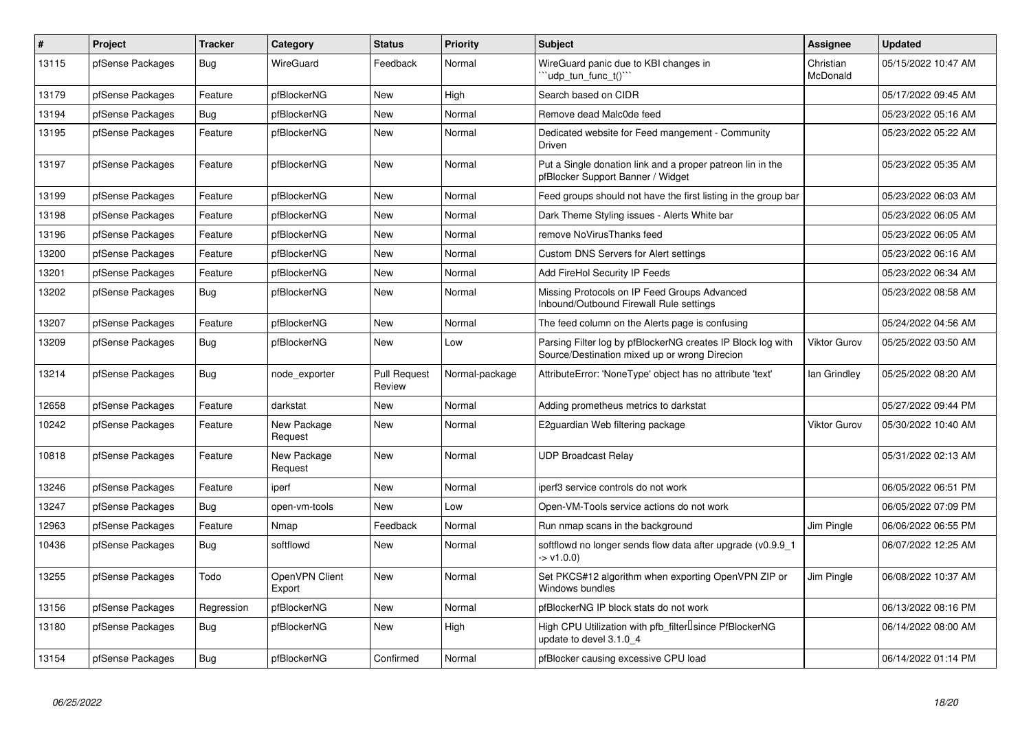| # | Project | Tracker | Category | Status | Priority | Subject | Assignee | Updated |
|---|---|---|---|---|---|---|---|---|
| 13115 | pfSense Packages | Bug | WireGuard | Feedback | Normal | WireGuard panic due to KBI changes in ```udp_tun_func_t()``` | Christian McDonald | 05/15/2022 10:47 AM |
| 13179 | pfSense Packages | Feature | pfBlockerNG | New | High | Search based on CIDR | | 05/17/2022 09:45 AM |
| 13194 | pfSense Packages | Bug | pfBlockerNG | New | Normal | Remove dead Malc0de feed | | 05/23/2022 05:16 AM |
| 13195 | pfSense Packages | Feature | pfBlockerNG | New | Normal | Dedicated website for Feed mangement - Community Driven | | 05/23/2022 05:22 AM |
| 13197 | pfSense Packages | Feature | pfBlockerNG | New | Normal | Put a Single donation link and a proper patreon lin in the pfBlocker Support Banner / Widget | | 05/23/2022 05:35 AM |
| 13199 | pfSense Packages | Feature | pfBlockerNG | New | Normal | Feed groups should not have the first listing in the group bar | | 05/23/2022 06:03 AM |
| 13198 | pfSense Packages | Feature | pfBlockerNG | New | Normal | Dark Theme Styling issues - Alerts White bar | | 05/23/2022 06:05 AM |
| 13196 | pfSense Packages | Feature | pfBlockerNG | New | Normal | remove NoVirusThanks feed | | 05/23/2022 06:05 AM |
| 13200 | pfSense Packages | Feature | pfBlockerNG | New | Normal | Custom DNS Servers for Alert settings | | 05/23/2022 06:16 AM |
| 13201 | pfSense Packages | Feature | pfBlockerNG | New | Normal | Add FireHol Security IP Feeds | | 05/23/2022 06:34 AM |
| 13202 | pfSense Packages | Bug | pfBlockerNG | New | Normal | Missing Protocols on IP Feed Groups Advanced Inbound/Outbound Firewall Rule settings | | 05/23/2022 08:58 AM |
| 13207 | pfSense Packages | Feature | pfBlockerNG | New | Normal | The feed column on the Alerts page is confusing | | 05/24/2022 04:56 AM |
| 13209 | pfSense Packages | Bug | pfBlockerNG | New | Low | Parsing Filter log by pfBlockerNG creates IP Block log with Source/Destination mixed up or wrong Direcion | Viktor Gurov | 05/25/2022 03:50 AM |
| 13214 | pfSense Packages | Bug | node_exporter | Pull Request Review | Normal-package | AttributeError: 'NoneType' object has no attribute 'text' | Ian Grindley | 05/25/2022 08:20 AM |
| 12658 | pfSense Packages | Feature | darkstat | New | Normal | Adding prometheus metrics to darkstat | | 05/27/2022 09:44 PM |
| 10242 | pfSense Packages | Feature | New Package Request | New | Normal | E2guardian Web filtering package | Viktor Gurov | 05/30/2022 10:40 AM |
| 10818 | pfSense Packages | Feature | New Package Request | New | Normal | UDP Broadcast Relay | | 05/31/2022 02:13 AM |
| 13246 | pfSense Packages | Feature | iperf | New | Normal | iperf3 service controls do not work | | 06/05/2022 06:51 PM |
| 13247 | pfSense Packages | Bug | open-vm-tools | New | Low | Open-VM-Tools service actions do not work | | 06/05/2022 07:09 PM |
| 12963 | pfSense Packages | Feature | Nmap | Feedback | Normal | Run nmap scans in the background | Jim Pingle | 06/06/2022 06:55 PM |
| 10436 | pfSense Packages | Bug | softflowd | New | Normal | softflowd no longer sends flow data after upgrade (v0.9.9_1 -> v1.0.0) | | 06/07/2022 12:25 AM |
| 13255 | pfSense Packages | Todo | OpenVPN Client Export | New | Normal | Set PKCS#12 algorithm when exporting OpenVPN ZIP or Windows bundles | Jim Pingle | 06/08/2022 10:37 AM |
| 13156 | pfSense Packages | Regression | pfBlockerNG | New | Normal | pfBlockerNG IP block stats do not work | | 06/13/2022 08:16 PM |
| 13180 | pfSense Packages | Bug | pfBlockerNG | New | High | High CPU Utilization with pfb_filter since PfBlockerNG update to devel 3.1.0_4 | | 06/14/2022 08:00 AM |
| 13154 | pfSense Packages | Bug | pfBlockerNG | Confirmed | Normal | pfBlocker causing excessive CPU load | | 06/14/2022 01:14 PM |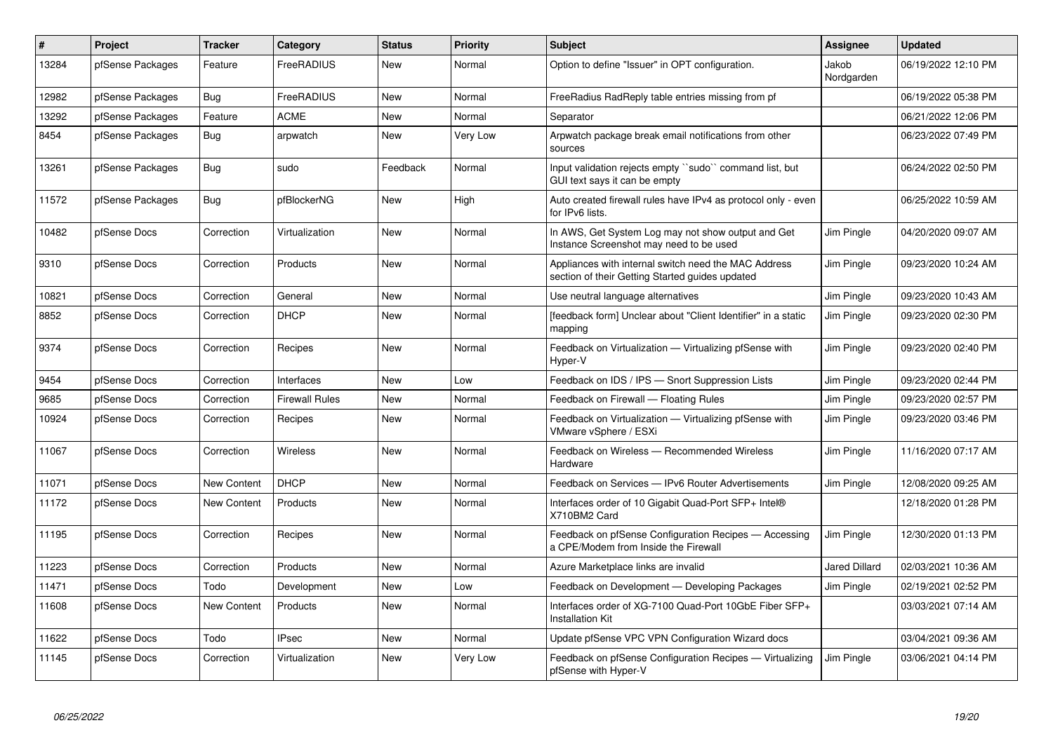| # | Project | Tracker | Category | Status | Priority | Subject | Assignee | Updated |
|---|---|---|---|---|---|---|---|---|
| 13284 | pfSense Packages | Feature | FreeRADIUS | New | Normal | Option to define "Issuer" in OPT configuration. | Jakob Nordgarden | 06/19/2022 12:10 PM |
| 12982 | pfSense Packages | Bug | FreeRADIUS | New | Normal | FreeRadius RadReply table entries missing from pf | | 06/19/2022 05:38 PM |
| 13292 | pfSense Packages | Feature | ACME | New | Normal | Separator | | 06/21/2022 12:06 PM |
| 8454 | pfSense Packages | Bug | arpwatch | New | Very Low | Arpwatch package break email notifications from other sources | | 06/23/2022 07:49 PM |
| 13261 | pfSense Packages | Bug | sudo | Feedback | Normal | Input validation rejects empty ``sudo`` command list, but GUI text says it can be empty | | 06/24/2022 02:50 PM |
| 11572 | pfSense Packages | Bug | pfBlockerNG | New | High | Auto created firewall rules have IPv4 as protocol only - even for IPv6 lists. | | 06/25/2022 10:59 AM |
| 10482 | pfSense Docs | Correction | Virtualization | New | Normal | In AWS, Get System Log may not show output and Get Instance Screenshot may need to be used | Jim Pingle | 04/20/2020 09:07 AM |
| 9310 | pfSense Docs | Correction | Products | New | Normal | Appliances with internal switch need the MAC Address section of their Getting Started guides updated | Jim Pingle | 09/23/2020 10:24 AM |
| 10821 | pfSense Docs | Correction | General | New | Normal | Use neutral language alternatives | Jim Pingle | 09/23/2020 10:43 AM |
| 8852 | pfSense Docs | Correction | DHCP | New | Normal | [feedback form] Unclear about "Client Identifier" in a static mapping | Jim Pingle | 09/23/2020 02:30 PM |
| 9374 | pfSense Docs | Correction | Recipes | New | Normal | Feedback on Virtualization — Virtualizing pfSense with Hyper-V | Jim Pingle | 09/23/2020 02:40 PM |
| 9454 | pfSense Docs | Correction | Interfaces | New | Low | Feedback on IDS / IPS — Snort Suppression Lists | Jim Pingle | 09/23/2020 02:44 PM |
| 9685 | pfSense Docs | Correction | Firewall Rules | New | Normal | Feedback on Firewall — Floating Rules | Jim Pingle | 09/23/2020 02:57 PM |
| 10924 | pfSense Docs | Correction | Recipes | New | Normal | Feedback on Virtualization — Virtualizing pfSense with VMware vSphere / ESXi | Jim Pingle | 09/23/2020 03:46 PM |
| 11067 | pfSense Docs | Correction | Wireless | New | Normal | Feedback on Wireless — Recommended Wireless Hardware | Jim Pingle | 11/16/2020 07:17 AM |
| 11071 | pfSense Docs | New Content | DHCP | New | Normal | Feedback on Services — IPv6 Router Advertisements | Jim Pingle | 12/08/2020 09:25 AM |
| 11172 | pfSense Docs | New Content | Products | New | Normal | Interfaces order of 10 Gigabit Quad-Port SFP+ Intel® X710BM2 Card | | 12/18/2020 01:28 PM |
| 11195 | pfSense Docs | Correction | Recipes | New | Normal | Feedback on pfSense Configuration Recipes — Accessing a CPE/Modem from Inside the Firewall | Jim Pingle | 12/30/2020 01:13 PM |
| 11223 | pfSense Docs | Correction | Products | New | Normal | Azure Marketplace links are invalid | Jared Dillard | 02/03/2021 10:36 AM |
| 11471 | pfSense Docs | Todo | Development | New | Low | Feedback on Development — Developing Packages | Jim Pingle | 02/19/2021 02:52 PM |
| 11608 | pfSense Docs | New Content | Products | New | Normal | Interfaces order of XG-7100 Quad-Port 10GbE Fiber SFP+ Installation Kit | | 03/03/2021 07:14 AM |
| 11622 | pfSense Docs | Todo | IPsec | New | Normal | Update pfSense VPC VPN Configuration Wizard docs | | 03/04/2021 09:36 AM |
| 11145 | pfSense Docs | Correction | Virtualization | New | Very Low | Feedback on pfSense Configuration Recipes — Virtualizing pfSense with Hyper-V | Jim Pingle | 03/06/2021 04:14 PM |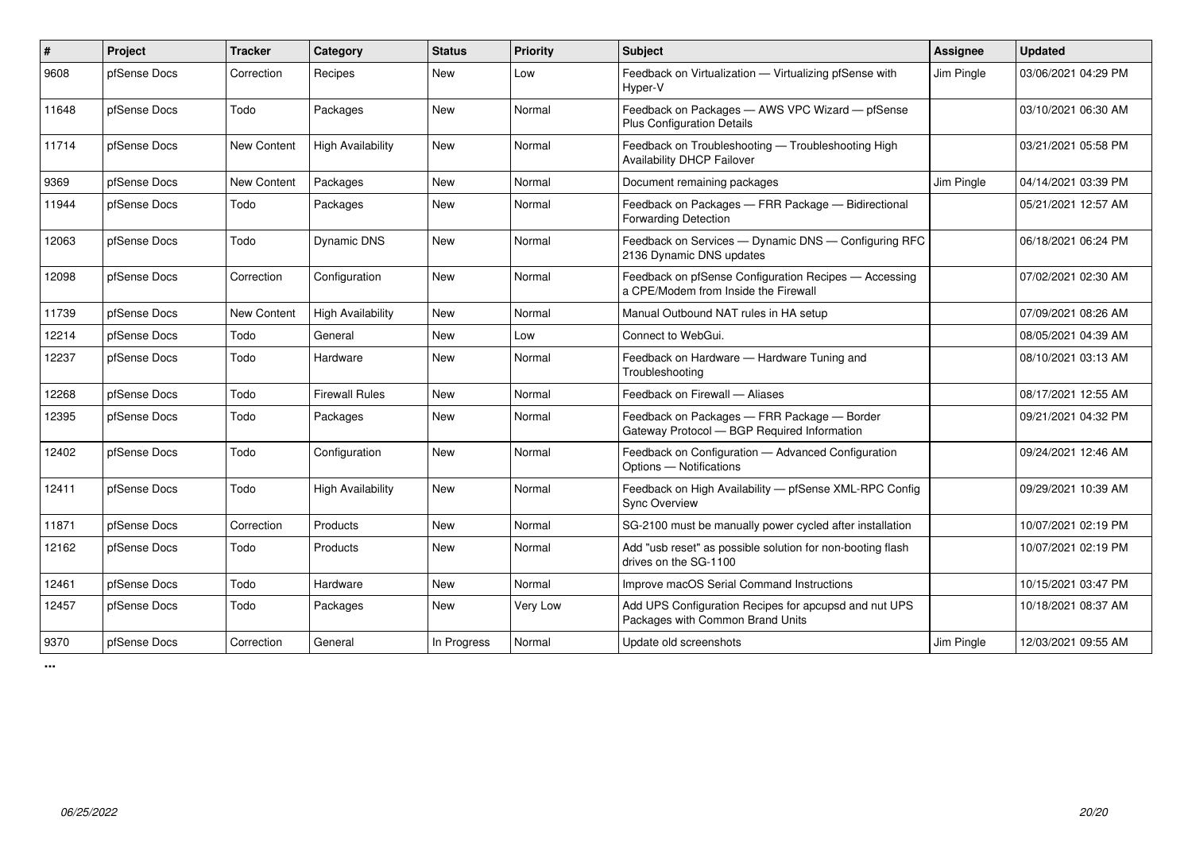| # | Project | Tracker | Category | Status | Priority | Subject | Assignee | Updated |
|---|---|---|---|---|---|---|---|---|
| 9608 | pfSense Docs | Correction | Recipes | New | Low | Feedback on Virtualization — Virtualizing pfSense with Hyper-V | Jim Pingle | 03/06/2021 04:29 PM |
| 11648 | pfSense Docs | Todo | Packages | New | Normal | Feedback on Packages — AWS VPC Wizard — pfSense Plus Configuration Details | | 03/10/2021 06:30 AM |
| 11714 | pfSense Docs | New Content | High Availability | New | Normal | Feedback on Troubleshooting — Troubleshooting High Availability DHCP Failover | | 03/21/2021 05:58 PM |
| 9369 | pfSense Docs | New Content | Packages | New | Normal | Document remaining packages | Jim Pingle | 04/14/2021 03:39 PM |
| 11944 | pfSense Docs | Todo | Packages | New | Normal | Feedback on Packages — FRR Package — Bidirectional Forwarding Detection | | 05/21/2021 12:57 AM |
| 12063 | pfSense Docs | Todo | Dynamic DNS | New | Normal | Feedback on Services — Dynamic DNS — Configuring RFC 2136 Dynamic DNS updates | | 06/18/2021 06:24 PM |
| 12098 | pfSense Docs | Correction | Configuration | New | Normal | Feedback on pfSense Configuration Recipes — Accessing a CPE/Modem from Inside the Firewall | | 07/02/2021 02:30 AM |
| 11739 | pfSense Docs | New Content | High Availability | New | Normal | Manual Outbound NAT rules in HA setup | | 07/09/2021 08:26 AM |
| 12214 | pfSense Docs | Todo | General | New | Low | Connect to WebGui. | | 08/05/2021 04:39 AM |
| 12237 | pfSense Docs | Todo | Hardware | New | Normal | Feedback on Hardware — Hardware Tuning and Troubleshooting | | 08/10/2021 03:13 AM |
| 12268 | pfSense Docs | Todo | Firewall Rules | New | Normal | Feedback on Firewall — Aliases | | 08/17/2021 12:55 AM |
| 12395 | pfSense Docs | Todo | Packages | New | Normal | Feedback on Packages — FRR Package — Border Gateway Protocol — BGP Required Information | | 09/21/2021 04:32 PM |
| 12402 | pfSense Docs | Todo | Configuration | New | Normal | Feedback on Configuration — Advanced Configuration Options — Notifications | | 09/24/2021 12:46 AM |
| 12411 | pfSense Docs | Todo | High Availability | New | Normal | Feedback on High Availability — pfSense XML-RPC Config Sync Overview | | 09/29/2021 10:39 AM |
| 11871 | pfSense Docs | Correction | Products | New | Normal | SG-2100 must be manually power cycled after installation | | 10/07/2021 02:19 PM |
| 12162 | pfSense Docs | Todo | Products | New | Normal | Add "usb reset" as possible solution for non-booting flash drives on the SG-1100 | | 10/07/2021 02:19 PM |
| 12461 | pfSense Docs | Todo | Hardware | New | Normal | Improve macOS Serial Command Instructions | | 10/15/2021 03:47 PM |
| 12457 | pfSense Docs | Todo | Packages | New | Very Low | Add UPS Configuration Recipes for apcupsd and nut UPS Packages with Common Brand Units | | 10/18/2021 08:37 AM |
| 9370 | pfSense Docs | Correction | General | In Progress | Normal | Update old screenshots | Jim Pingle | 12/03/2021 09:55 AM |

...